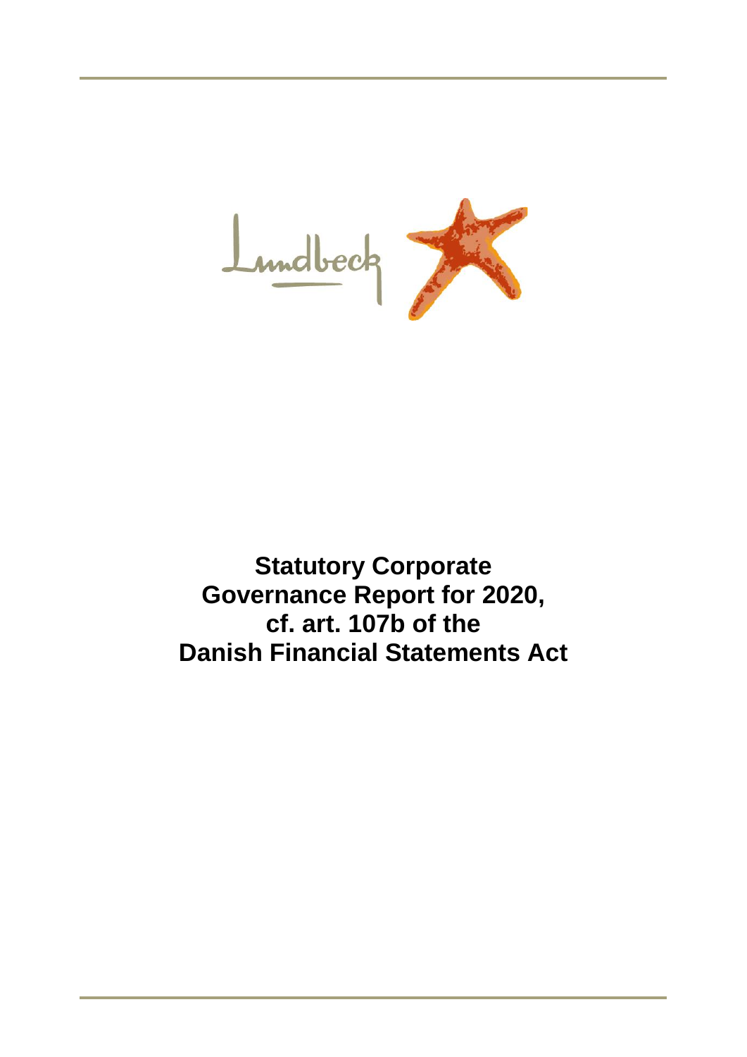# Statutory Corporate Governance Report for 2020, cf. art. 107b of the Danish Financial Statements Act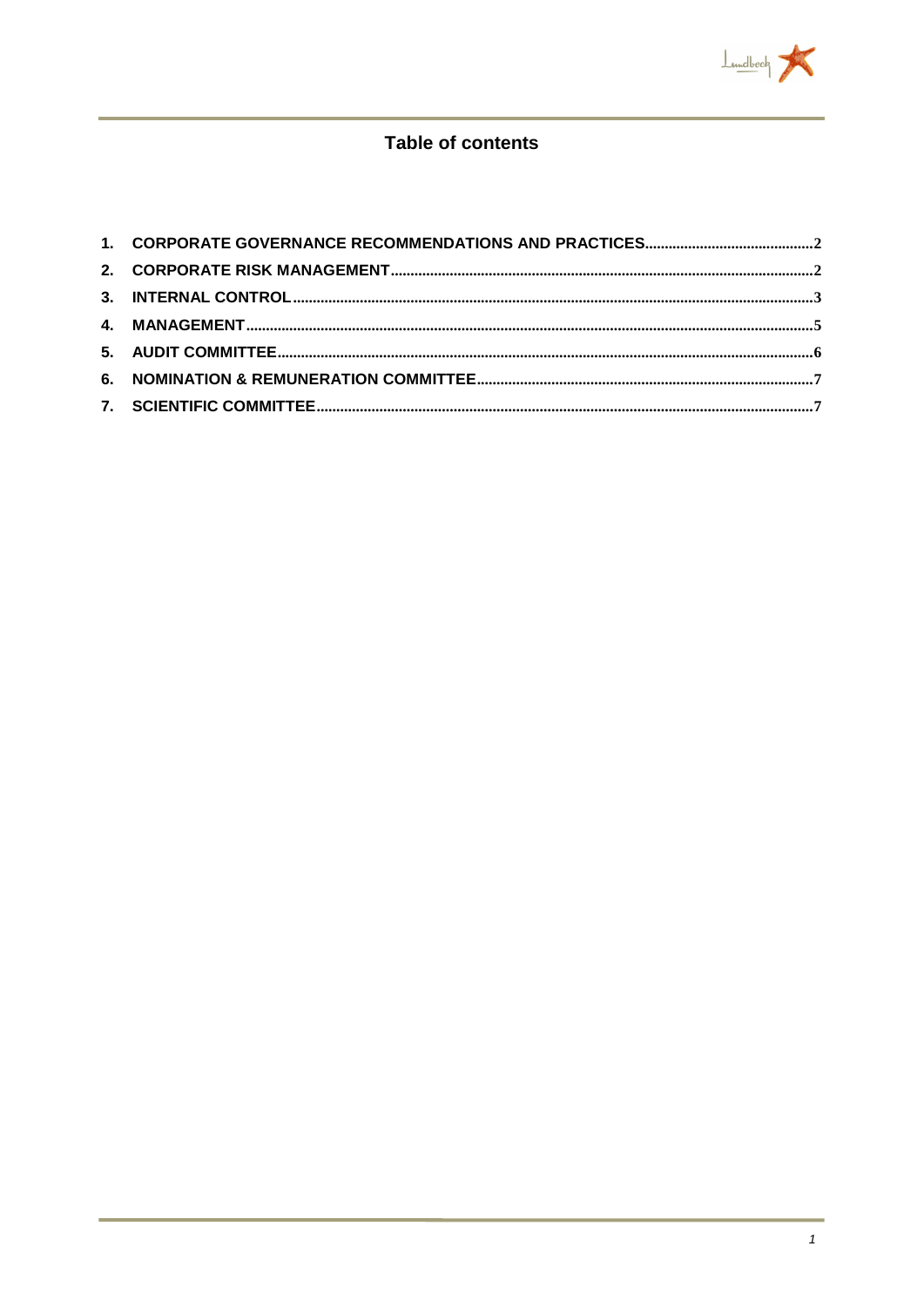## Table of contents

1. CORPORATE GOVERNANCE RECOMMENDATIONS AND PRACTICES .......... 2
2. CORPORATE RISK MANAGEMENT .......... 2
3. INTERNAL CONTROL .......... 3
4. MANAGEMENT .......... 5
5. AUDIT COMMITTEE .......... 6
6. NOMINATION & REMUNERATION COMMITTEE .......... 7
7. SCIENTIFIC COMMITTEE .......... 7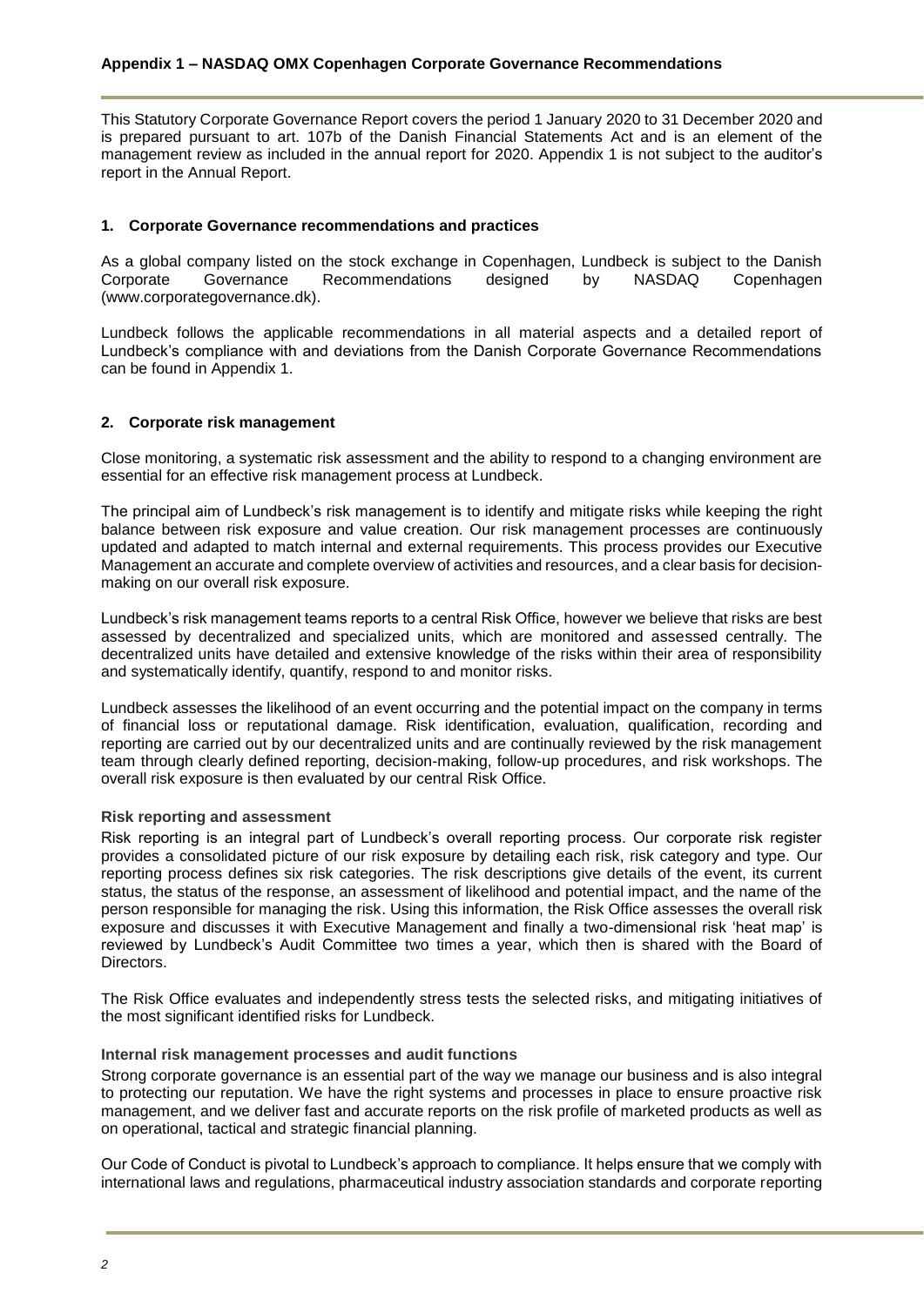## Appendix 1 – NASDAQ OMX Copenhagen Corporate Governance Recommendations

This Statutory Corporate Governance Report covers the period 1 January 2020 to 31 December 2020 and is prepared pursuant to art. 107b of the Danish Financial Statements Act and is an element of the management review as included in the annual report for 2020. Appendix 1 is not subject to the auditor's report in the Annual Report.

### 1. Corporate Governance recommendations and practices

As a global company listed on the stock exchange in Copenhagen, Lundbeck is subject to the Danish Corporate Governance Recommendations designed by NASDAQ Copenhagen (www.corporategovernance.dk).

Lundbeck follows the applicable recommendations in all material aspects and a detailed report of Lundbeck's compliance with and deviations from the Danish Corporate Governance Recommendations can be found in Appendix 1.

### 2. Corporate risk management

Close monitoring, a systematic risk assessment and the ability to respond to a changing environment are essential for an effective risk management process at Lundbeck.

The principal aim of Lundbeck's risk management is to identify and mitigate risks while keeping the right balance between risk exposure and value creation. Our risk management processes are continuously updated and adapted to match internal and external requirements. This process provides our Executive Management an accurate and complete overview of activities and resources, and a clear basis for decision-making on our overall risk exposure.

Lundbeck's risk management teams reports to a central Risk Office, however we believe that risks are best assessed by decentralized and specialized units, which are monitored and assessed centrally. The decentralized units have detailed and extensive knowledge of the risks within their area of responsibility and systematically identify, quantify, respond to and monitor risks.

Lundbeck assesses the likelihood of an event occurring and the potential impact on the company in terms of financial loss or reputational damage. Risk identification, evaluation, qualification, recording and reporting are carried out by our decentralized units and are continually reviewed by the risk management team through clearly defined reporting, decision-making, follow-up procedures, and risk workshops. The overall risk exposure is then evaluated by our central Risk Office.

#### Risk reporting and assessment

Risk reporting is an integral part of Lundbeck's overall reporting process. Our corporate risk register provides a consolidated picture of our risk exposure by detailing each risk, risk category and type. Our reporting process defines six risk categories. The risk descriptions give details of the event, its current status, the status of the response, an assessment of likelihood and potential impact, and the name of the person responsible for managing the risk. Using this information, the Risk Office assesses the overall risk exposure and discusses it with Executive Management and finally a two-dimensional risk 'heat map' is reviewed by Lundbeck's Audit Committee two times a year, which then is shared with the Board of Directors.

The Risk Office evaluates and independently stress tests the selected risks, and mitigating initiatives of the most significant identified risks for Lundbeck.

#### Internal risk management processes and audit functions

Strong corporate governance is an essential part of the way we manage our business and is also integral to protecting our reputation. We have the right systems and processes in place to ensure proactive risk management, and we deliver fast and accurate reports on the risk profile of marketed products as well as on operational, tactical and strategic financial planning.

Our Code of Conduct is pivotal to Lundbeck's approach to compliance. It helps ensure that we comply with international laws and regulations, pharmaceutical industry association standards and corporate reporting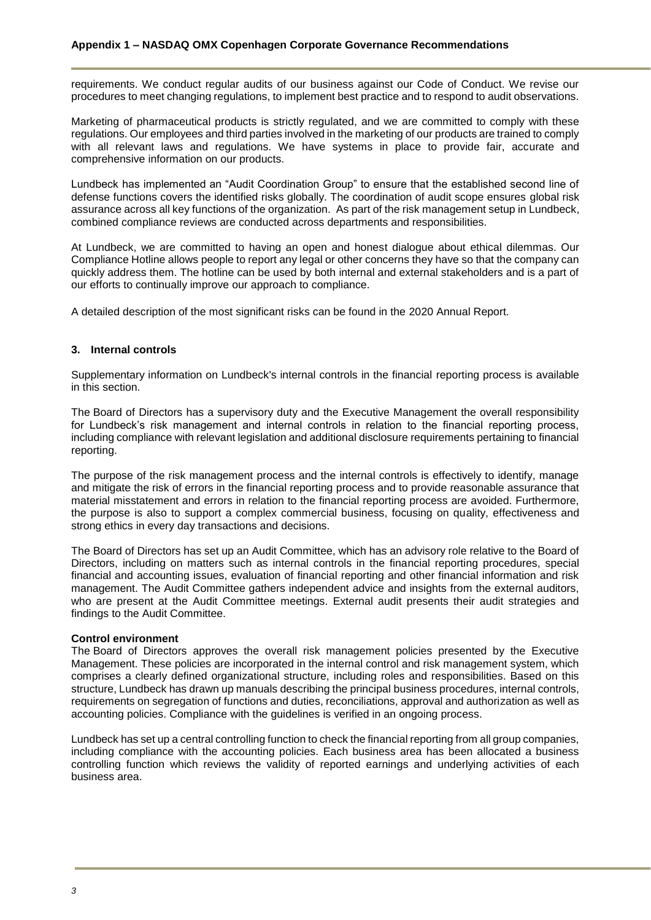requirements. We conduct regular audits of our business against our Code of Conduct. We revise our procedures to meet changing regulations, to implement best practice and to respond to audit observations.

Marketing of pharmaceutical products is strictly regulated, and we are committed to comply with these regulations. Our employees and third parties involved in the marketing of our products are trained to comply with all relevant laws and regulations. We have systems in place to provide fair, accurate and comprehensive information on our products.

Lundbeck has implemented an "Audit Coordination Group" to ensure that the established second line of defense functions covers the identified risks globally. The coordination of audit scope ensures global risk assurance across all key functions of the organization. As part of the risk management setup in Lundbeck, combined compliance reviews are conducted across departments and responsibilities.

At Lundbeck, we are committed to having an open and honest dialogue about ethical dilemmas. Our Compliance Hotline allows people to report any legal or other concerns they have so that the company can quickly address them. The hotline can be used by both internal and external stakeholders and is a part of our efforts to continually improve our approach to compliance.

A detailed description of the most significant risks can be found in the 2020 Annual Report.

## 3. Internal controls

Supplementary information on Lundbeck's internal controls in the financial reporting process is available in this section.

The Board of Directors has a supervisory duty and the Executive Management the overall responsibility for Lundbeck's risk management and internal controls in relation to the financial reporting process, including compliance with relevant legislation and additional disclosure requirements pertaining to financial reporting.

The purpose of the risk management process and the internal controls is effectively to identify, manage and mitigate the risk of errors in the financial reporting process and to provide reasonable assurance that material misstatement and errors in relation to the financial reporting process are avoided. Furthermore, the purpose is also to support a complex commercial business, focusing on quality, effectiveness and strong ethics in every day transactions and decisions.

The Board of Directors has set up an Audit Committee, which has an advisory role relative to the Board of Directors, including on matters such as internal controls in the financial reporting procedures, special financial and accounting issues, evaluation of financial reporting and other financial information and risk management. The Audit Committee gathers independent advice and insights from the external auditors, who are present at the Audit Committee meetings. External audit presents their audit strategies and findings to the Audit Committee.

**Control environment**

The Board of Directors approves the overall risk management policies presented by the Executive Management. These policies are incorporated in the internal control and risk management system, which comprises a clearly defined organizational structure, including roles and responsibilities. Based on this structure, Lundbeck has drawn up manuals describing the principal business procedures, internal controls, requirements on segregation of functions and duties, reconciliations, approval and authorization as well as accounting policies. Compliance with the guidelines is verified in an ongoing process.

Lundbeck has set up a central controlling function to check the financial reporting from all group companies, including compliance with the accounting policies. Each business area has been allocated a business controlling function which reviews the validity of reported earnings and underlying activities of each business area.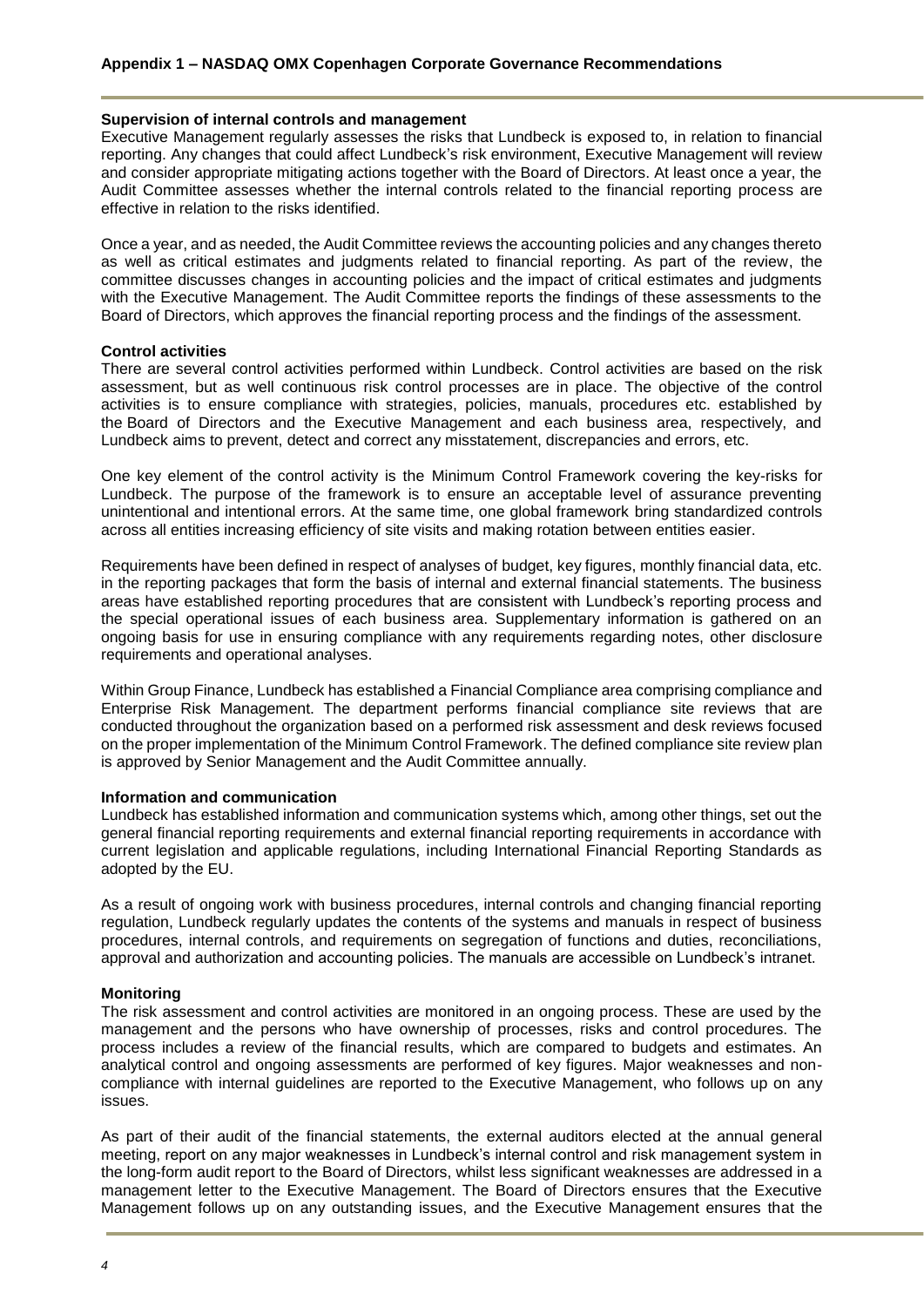**Supervision of internal controls and management**

Executive Management regularly assesses the risks that Lundbeck is exposed to, in relation to financial reporting. Any changes that could affect Lundbeck's risk environment, Executive Management will review and consider appropriate mitigating actions together with the Board of Directors. At least once a year, the Audit Committee assesses whether the internal controls related to the financial reporting process are effective in relation to the risks identified.

Once a year, and as needed, the Audit Committee reviews the accounting policies and any changes thereto as well as critical estimates and judgments related to financial reporting. As part of the review, the committee discusses changes in accounting policies and the impact of critical estimates and judgments with the Executive Management. The Audit Committee reports the findings of these assessments to the Board of Directors, which approves the financial reporting process and the findings of the assessment.

**Control activities**

There are several control activities performed within Lundbeck. Control activities are based on the risk assessment, but as well continuous risk control processes are in place. The objective of the control activities is to ensure compliance with strategies, policies, manuals, procedures etc. established by the Board of Directors and the Executive Management and each business area, respectively, and Lundbeck aims to prevent, detect and correct any misstatement, discrepancies and errors, etc.

One key element of the control activity is the Minimum Control Framework covering the key-risks for Lundbeck. The purpose of the framework is to ensure an acceptable level of assurance preventing unintentional and intentional errors. At the same time, one global framework bring standardized controls across all entities increasing efficiency of site visits and making rotation between entities easier.

Requirements have been defined in respect of analyses of budget, key figures, monthly financial data, etc. in the reporting packages that form the basis of internal and external financial statements. The business areas have established reporting procedures that are consistent with Lundbeck's reporting process and the special operational issues of each business area. Supplementary information is gathered on an ongoing basis for use in ensuring compliance with any requirements regarding notes, other disclosure requirements and operational analyses.

Within Group Finance, Lundbeck has established a Financial Compliance area comprising compliance and Enterprise Risk Management. The department performs financial compliance site reviews that are conducted throughout the organization based on a performed risk assessment and desk reviews focused on the proper implementation of the Minimum Control Framework. The defined compliance site review plan is approved by Senior Management and the Audit Committee annually.

**Information and communication**

Lundbeck has established information and communication systems which, among other things, set out the general financial reporting requirements and external financial reporting requirements in accordance with current legislation and applicable regulations, including International Financial Reporting Standards as adopted by the EU.

As a result of ongoing work with business procedures, internal controls and changing financial reporting regulation, Lundbeck regularly updates the contents of the systems and manuals in respect of business procedures, internal controls, and requirements on segregation of functions and duties, reconciliations, approval and authorization and accounting policies. The manuals are accessible on Lundbeck's intranet.

**Monitoring**

The risk assessment and control activities are monitored in an ongoing process. These are used by the management and the persons who have ownership of processes, risks and control procedures. The process includes a review of the financial results, which are compared to budgets and estimates. An analytical control and ongoing assessments are performed of key figures. Major weaknesses and non-compliance with internal guidelines are reported to the Executive Management, who follows up on any issues.

As part of their audit of the financial statements, the external auditors elected at the annual general meeting, report on any major weaknesses in Lundbeck's internal control and risk management system in the long-form audit report to the Board of Directors, whilst less significant weaknesses are addressed in a management letter to the Executive Management. The Board of Directors ensures that the Executive Management follows up on any outstanding issues, and the Executive Management ensures that the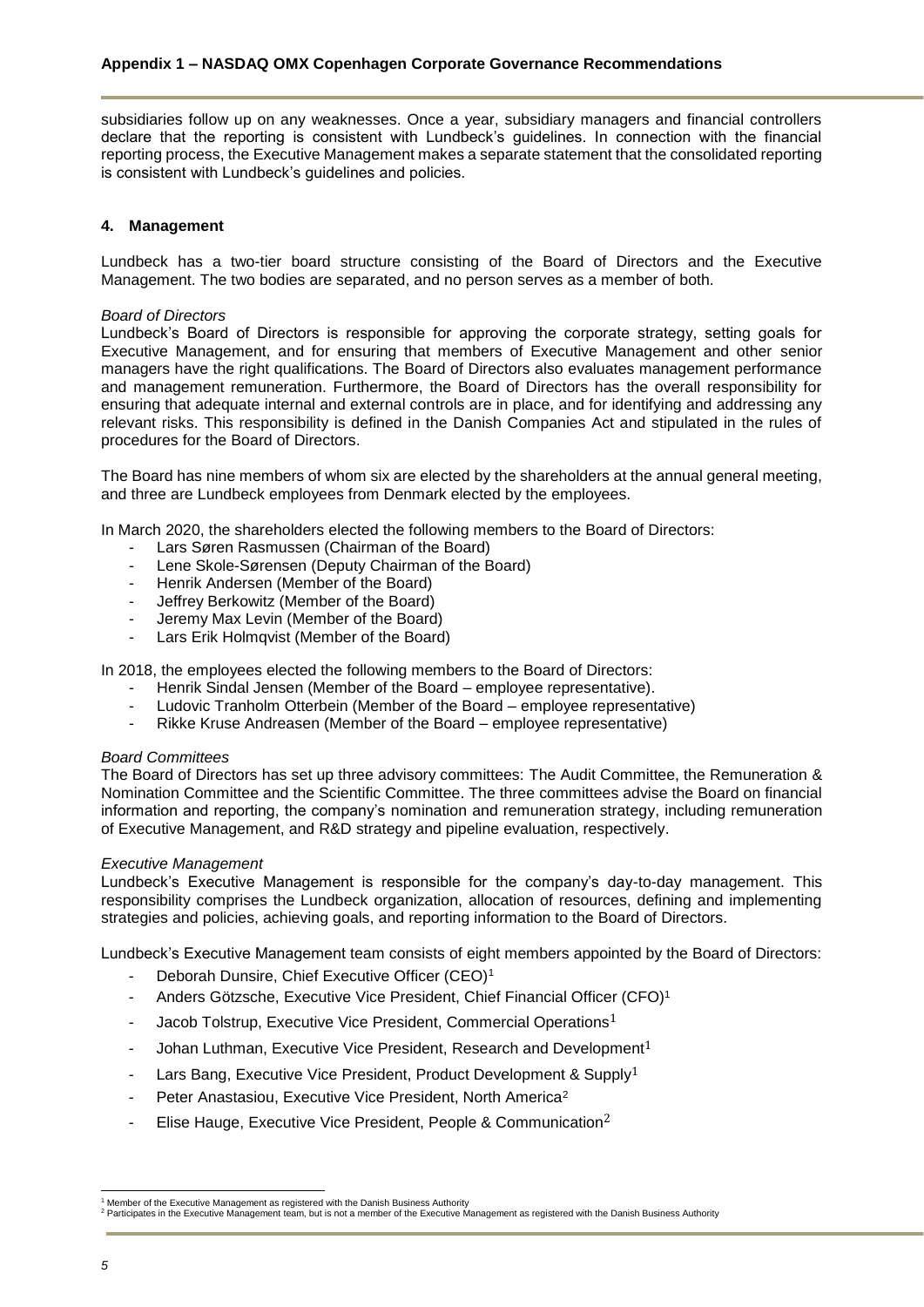subsidiaries follow up on any weaknesses. Once a year, subsidiary managers and financial controllers declare that the reporting is consistent with Lundbeck's guidelines. In connection with the financial reporting process, the Executive Management makes a separate statement that the consolidated reporting is consistent with Lundbeck's guidelines and policies.

## 4. Management

Lundbeck has a two-tier board structure consisting of the Board of Directors and the Executive Management. The two bodies are separated, and no person serves as a member of both.

*Board of Directors*

Lundbeck's Board of Directors is responsible for approving the corporate strategy, setting goals for Executive Management, and for ensuring that members of Executive Management and other senior managers have the right qualifications. The Board of Directors also evaluates management performance and management remuneration. Furthermore, the Board of Directors has the overall responsibility for ensuring that adequate internal and external controls are in place, and for identifying and addressing any relevant risks. This responsibility is defined in the Danish Companies Act and stipulated in the rules of procedures for the Board of Directors.

The Board has nine members of whom six are elected by the shareholders at the annual general meeting, and three are Lundbeck employees from Denmark elected by the employees.

In March 2020, the shareholders elected the following members to the Board of Directors:

- Lars Søren Rasmussen (Chairman of the Board)
- Lene Skole-Sørensen (Deputy Chairman of the Board)
- Henrik Andersen (Member of the Board)
- Jeffrey Berkowitz (Member of the Board)
- Jeremy Max Levin (Member of the Board)
- Lars Erik Holmqvist (Member of the Board)

In 2018, the employees elected the following members to the Board of Directors:

- Henrik Sindal Jensen (Member of the Board – employee representative).
- Ludovic Tranholm Otterbein (Member of the Board – employee representative)
- Rikke Kruse Andreasen (Member of the Board – employee representative)

*Board Committees*

The Board of Directors has set up three advisory committees: The Audit Committee, the Remuneration & Nomination Committee and the Scientific Committee. The three committees advise the Board on financial information and reporting, the company's nomination and remuneration strategy, including remuneration of Executive Management, and R&D strategy and pipeline evaluation, respectively.

*Executive Management*

Lundbeck's Executive Management is responsible for the company's day-to-day management. This responsibility comprises the Lundbeck organization, allocation of resources, defining and implementing strategies and policies, achieving goals, and reporting information to the Board of Directors.

Lundbeck's Executive Management team consists of eight members appointed by the Board of Directors:

- Deborah Dunsire, Chief Executive Officer (CEO)[1]
- Anders Götzsche, Executive Vice President, Chief Financial Officer (CFO)[1]
- Jacob Tolstrup, Executive Vice President, Commercial Operations[1]
- Johan Luthman, Executive Vice President, Research and Development[1]
- Lars Bang, Executive Vice President, Product Development & Supply[1]
- Peter Anastasiou, Executive Vice President, North America[2]
- Elise Hauge, Executive Vice President, People & Communication[2]

[1] Member of the Executive Management as registered with the Danish Business Authority

[2] Participates in the Executive Management team, but is not a member of the Executive Management as registered with the Danish Business Authority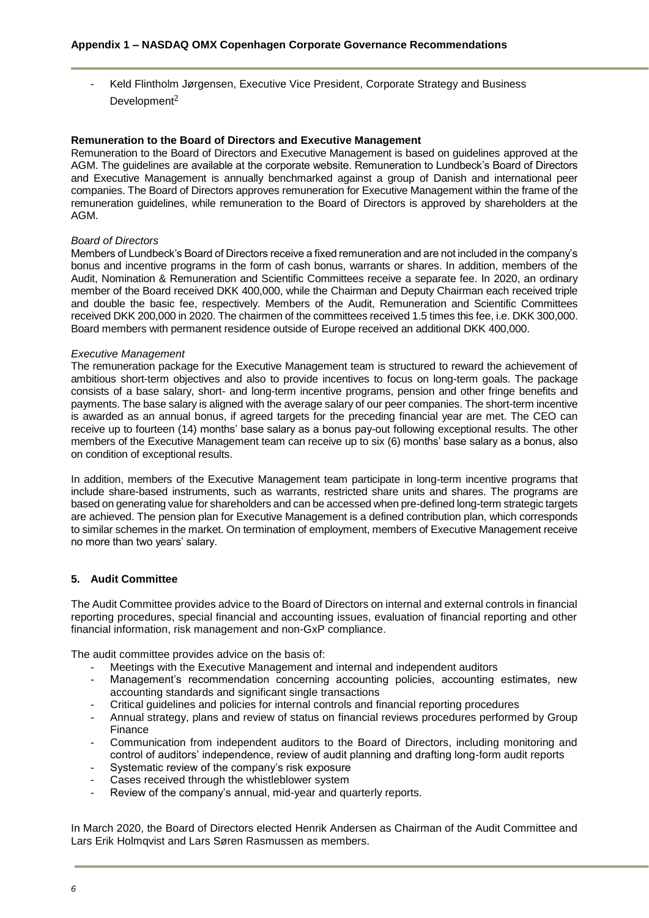- Keld Flintholm Jørgensen, Executive Vice President, Corporate Strategy and Business Development[2]

**Remuneration to the Board of Directors and Executive Management**

Remuneration to the Board of Directors and Executive Management is based on guidelines approved at the AGM. The guidelines are available at the corporate website. Remuneration to Lundbeck's Board of Directors and Executive Management is annually benchmarked against a group of Danish and international peer companies. The Board of Directors approves remuneration for Executive Management within the frame of the remuneration guidelines, while remuneration to the Board of Directors is approved by shareholders at the AGM.

*Board of Directors*

Members of Lundbeck's Board of Directors receive a fixed remuneration and are not included in the company's bonus and incentive programs in the form of cash bonus, warrants or shares. In addition, members of the Audit, Nomination & Remuneration and Scientific Committees receive a separate fee. In 2020, an ordinary member of the Board received DKK 400,000, while the Chairman and Deputy Chairman each received triple and double the basic fee, respectively. Members of the Audit, Remuneration and Scientific Committees received DKK 200,000 in 2020. The chairmen of the committees received 1.5 times this fee, i.e. DKK 300,000. Board members with permanent residence outside of Europe received an additional DKK 400,000.

*Executive Management*

The remuneration package for the Executive Management team is structured to reward the achievement of ambitious short-term objectives and also to provide incentives to focus on long-term goals. The package consists of a base salary, short- and long-term incentive programs, pension and other fringe benefits and payments. The base salary is aligned with the average salary of our peer companies. The short-term incentive is awarded as an annual bonus, if agreed targets for the preceding financial year are met. The CEO can receive up to fourteen (14) months' base salary as a bonus pay-out following exceptional results. The other members of the Executive Management team can receive up to six (6) months' base salary as a bonus, also on condition of exceptional results.

In addition, members of the Executive Management team participate in long-term incentive programs that include share-based instruments, such as warrants, restricted share units and shares. The programs are based on generating value for shareholders and can be accessed when pre-defined long-term strategic targets are achieved. The pension plan for Executive Management is a defined contribution plan, which corresponds to similar schemes in the market. On termination of employment, members of Executive Management receive no more than two years' salary.

## 5. Audit Committee

The Audit Committee provides advice to the Board of Directors on internal and external controls in financial reporting procedures, special financial and accounting issues, evaluation of financial reporting and other financial information, risk management and non-GxP compliance.

The audit committee provides advice on the basis of:

- Meetings with the Executive Management and internal and independent auditors
- Management's recommendation concerning accounting policies, accounting estimates, new accounting standards and significant single transactions
- Critical guidelines and policies for internal controls and financial reporting procedures
- Annual strategy, plans and review of status on financial reviews procedures performed by Group Finance
- Communication from independent auditors to the Board of Directors, including monitoring and control of auditors' independence, review of audit planning and drafting long-form audit reports
- Systematic review of the company's risk exposure
- Cases received through the whistleblower system
- Review of the company's annual, mid-year and quarterly reports.

In March 2020, the Board of Directors elected Henrik Andersen as Chairman of the Audit Committee and Lars Erik Holmqvist and Lars Søren Rasmussen as members.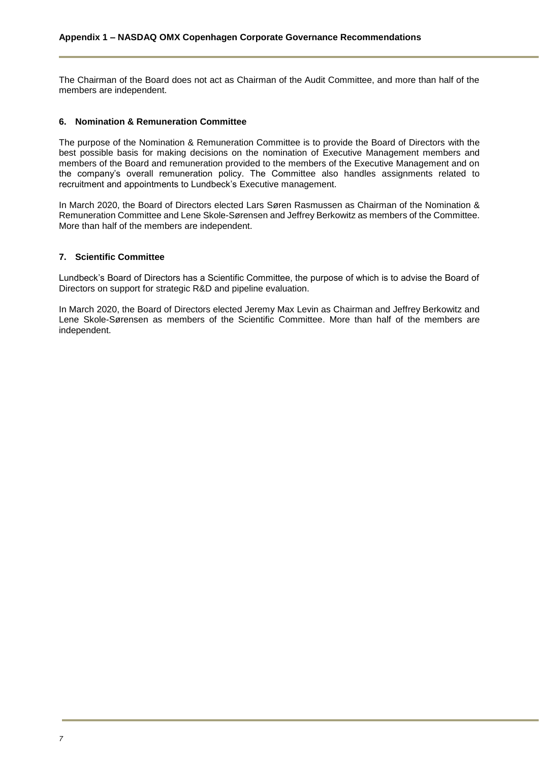The Chairman of the Board does not act as Chairman of the Audit Committee, and more than half of the members are independent.

### 6. Nomination & Remuneration Committee

The purpose of the Nomination & Remuneration Committee is to provide the Board of Directors with the best possible basis for making decisions on the nomination of Executive Management members and members of the Board and remuneration provided to the members of the Executive Management and on the company's overall remuneration policy. The Committee also handles assignments related to recruitment and appointments to Lundbeck's Executive management.

In March 2020, the Board of Directors elected Lars Søren Rasmussen as Chairman of the Nomination & Remuneration Committee and Lene Skole-Sørensen and Jeffrey Berkowitz as members of the Committee. More than half of the members are independent.

### 7. Scientific Committee

Lundbeck's Board of Directors has a Scientific Committee, the purpose of which is to advise the Board of Directors on support for strategic R&D and pipeline evaluation.

In March 2020, the Board of Directors elected Jeremy Max Levin as Chairman and Jeffrey Berkowitz and Lene Skole-Sørensen as members of the Scientific Committee. More than half of the members are independent.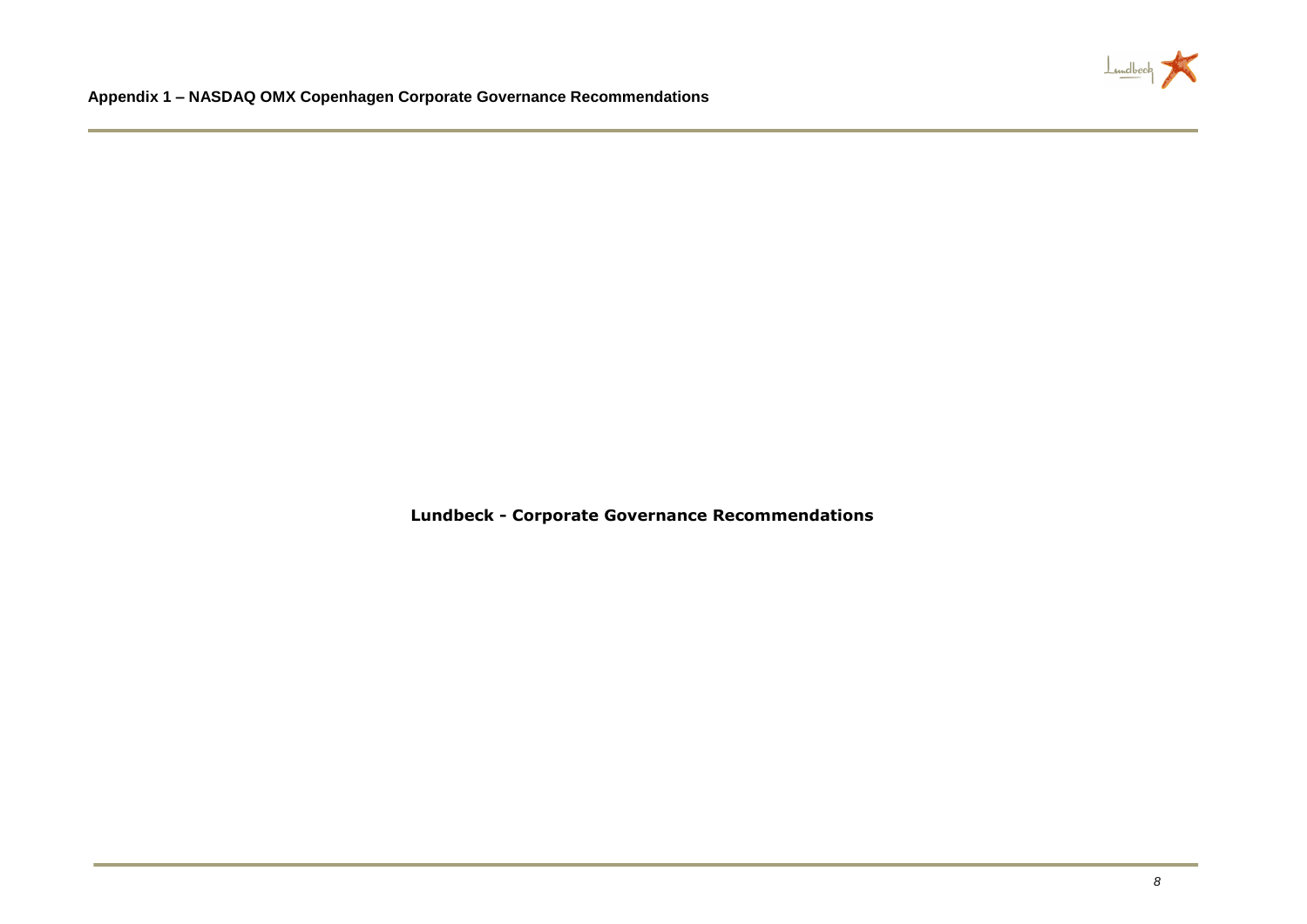**Lundbeck - Corporate Governance Recommendations**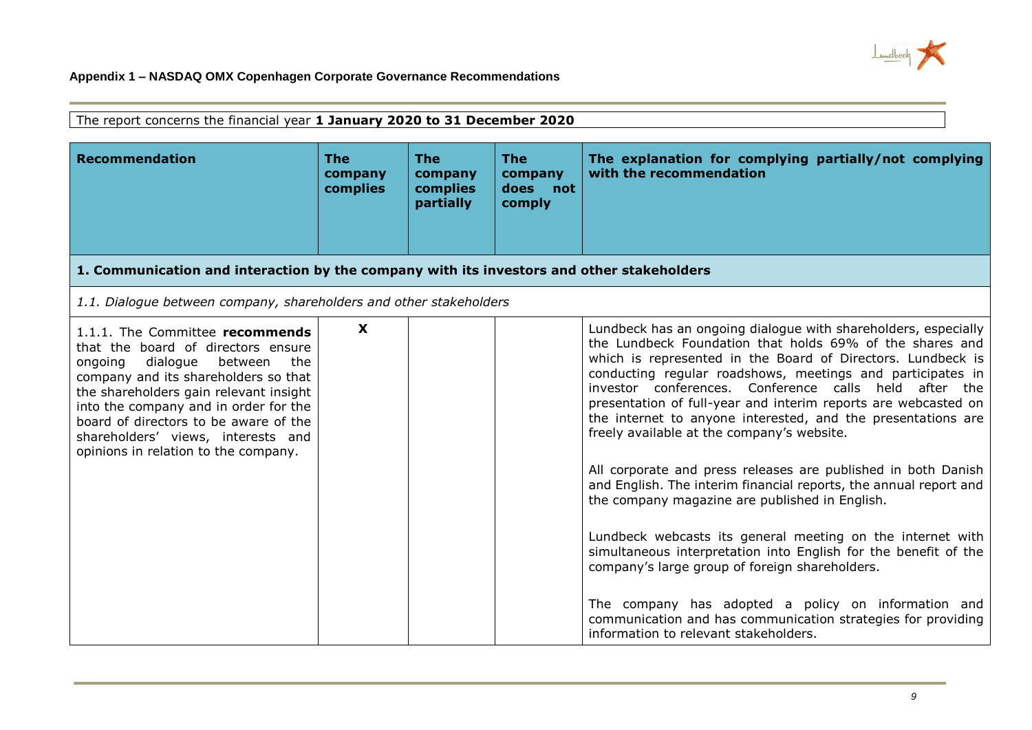**Appendix 1 – NASDAQ OMX Copenhagen Corporate Governance Recommendations**

The report concerns the financial year **1 January 2020 to 31 December 2020**

| Recommendation | The company complies | The company complies partially | The company does not comply | The explanation for complying partially/not complying with the recommendation |
|---|---|---|---|---|
| **1. Communication and interaction by the company with its investors and other stakeholders** | | | | |
| *1.1. Dialogue between company, shareholders and other stakeholders* | | | | |
| 1.1.1. The Committee **recommends** that the board of directors ensure ongoing dialogue between the company and its shareholders so that the shareholders gain relevant insight into the company and in order for the board of directors to be aware of the shareholders' views, interests and opinions in relation to the company. | X | | | Lundbeck has an ongoing dialogue with shareholders, especially the Lundbeck Foundation that holds 69% of the shares and which is represented in the Board of Directors. Lundbeck is conducting regular roadshows, meetings and participates in investor conferences. Conference calls held after the presentation of full-year and interim reports are webcasted on the internet to anyone interested, and the presentations are freely available at the company's website.<br><br>All corporate and press releases are published in both Danish and English. The interim financial reports, the annual report and the company magazine are published in English.<br><br>Lundbeck webcasts its general meeting on the internet with simultaneous interpretation into English for the benefit of the company's large group of foreign shareholders.<br><br>The company has adopted a policy on information and communication and has communication strategies for providing information to relevant stakeholders. |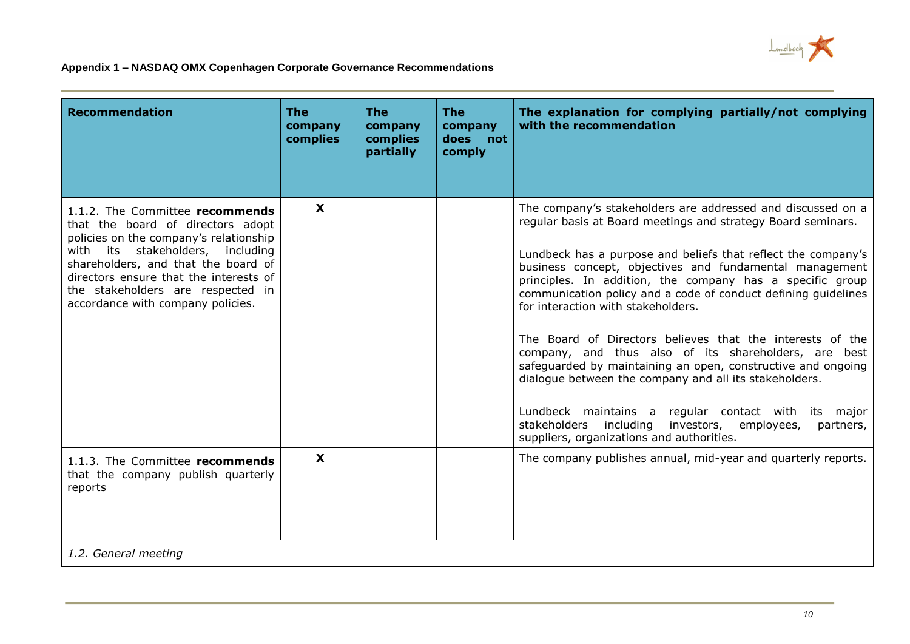**Appendix 1 – NASDAQ OMX Copenhagen Corporate Governance Recommendations**

| Recommendation | The company complies | The company complies partially | The company does not comply | The explanation for complying partially/not complying with the recommendation |
|---|---|---|---|---|
| 1.1.2. The Committee **recommends** that the board of directors adopt policies on the company's relationship with its stakeholders, including shareholders, and that the board of directors ensure that the interests of the stakeholders are respected in accordance with company policies. | X | | | The company's stakeholders are addressed and discussed on a regular basis at Board meetings and strategy Board seminars.<br><br>Lundbeck has a purpose and beliefs that reflect the company's business concept, objectives and fundamental management principles. In addition, the company has a specific group communication policy and a code of conduct defining guidelines for interaction with stakeholders.<br><br>The Board of Directors believes that the interests of the company, and thus also of its shareholders, are best safeguarded by maintaining an open, constructive and ongoing dialogue between the company and all its stakeholders.<br><br>Lundbeck maintains a regular contact with its major stakeholders including investors, employees, partners, suppliers, organizations and authorities. |
| 1.1.3. The Committee **recommends** that the company publish quarterly reports | X | | | The company publishes annual, mid-year and quarterly reports. |
| *1.2. General meeting* | | | | |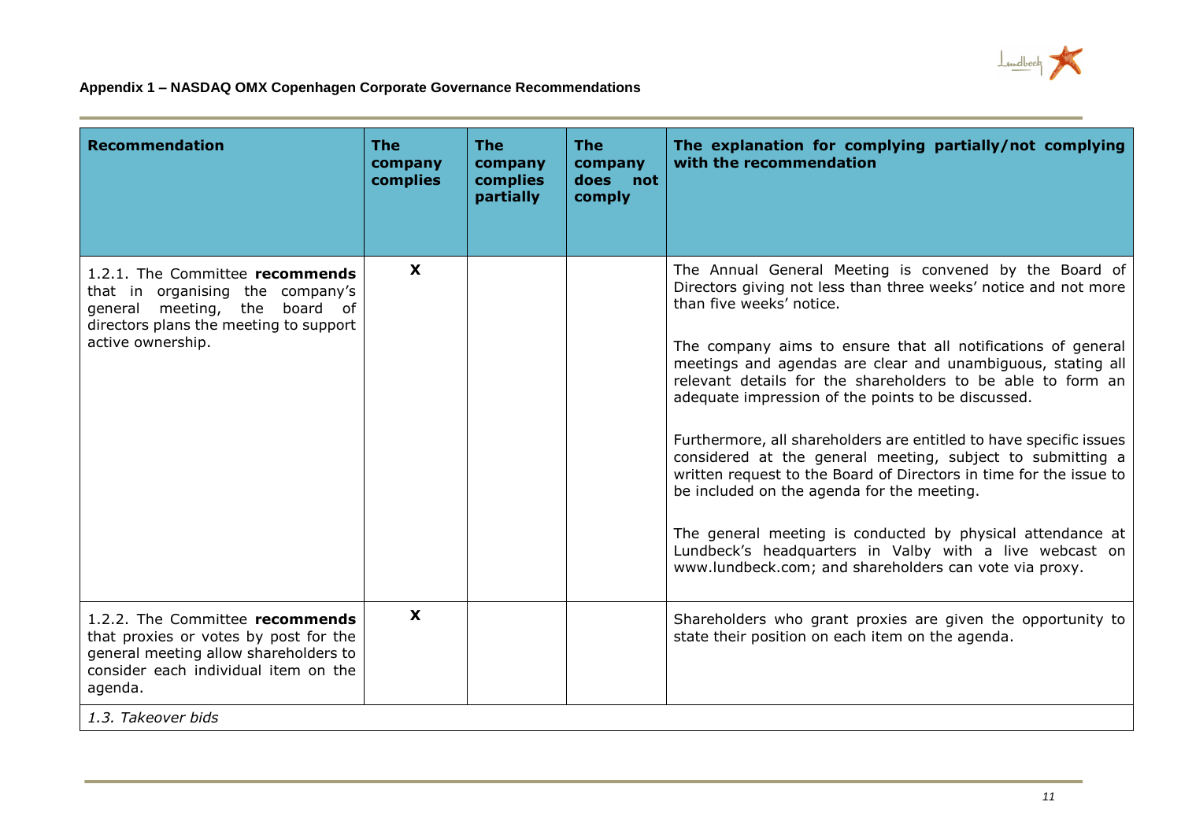**Appendix 1 – NASDAQ OMX Copenhagen Corporate Governance Recommendations**

| Recommendation | The company complies | The company complies partially | The company does not comply | The explanation for complying partially/not complying with the recommendation |
|---|---|---|---|---|
| 1.2.1. The Committee **recommends** that in organising the company's general meeting, the board of directors plans the meeting to support active ownership. | X | | | The Annual General Meeting is convened by the Board of Directors giving not less than three weeks' notice and not more than five weeks' notice.<br><br>The company aims to ensure that all notifications of general meetings and agendas are clear and unambiguous, stating all relevant details for the shareholders to be able to form an adequate impression of the points to be discussed.<br><br>Furthermore, all shareholders are entitled to have specific issues considered at the general meeting, subject to submitting a written request to the Board of Directors in time for the issue to be included on the agenda for the meeting.<br><br>The general meeting is conducted by physical attendance at Lundbeck's headquarters in Valby with a live webcast on www.lundbeck.com; and shareholders can vote via proxy. |
| 1.2.2. The Committee **recommends** that proxies or votes by post for the general meeting allow shareholders to consider each individual item on the agenda. | X | | | Shareholders who grant proxies are given the opportunity to state their position on each item on the agenda. |
| *1.3. Takeover bids* | | | | |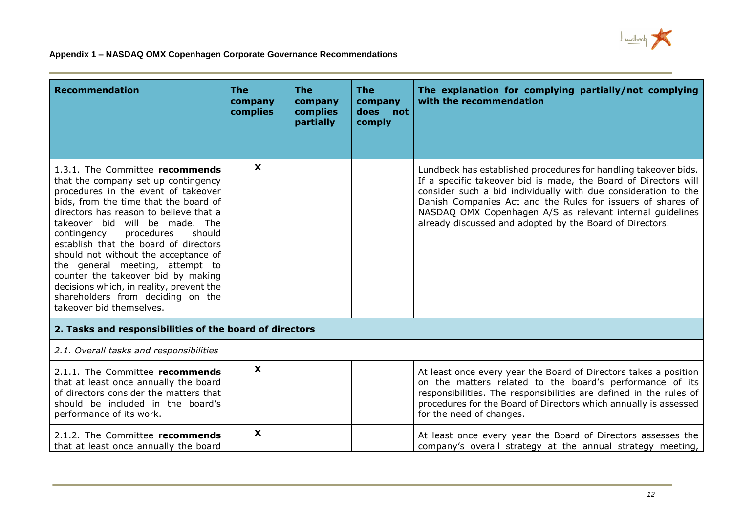## Appendix 1 – NASDAQ OMX Copenhagen Corporate Governance Recommendations

| Recommendation | The company complies | The company complies partially | The company does not comply | The explanation for complying partially/not complying with the recommendation |
|---|---|---|---|---|
| 1.3.1. The Committee **recommends** that the company set up contingency procedures in the event of takeover bids, from the time that the board of directors has reason to believe that a takeover bid will be made. The contingency procedures should establish that the board of directors should not without the acceptance of the general meeting, attempt to counter the takeover bid by making decisions which, in reality, prevent the shareholders from deciding on the takeover bid themselves. | X | | | Lundbeck has established procedures for handling takeover bids. If a specific takeover bid is made, the Board of Directors will consider such a bid individually with due consideration to the Danish Companies Act and the Rules for issuers of shares of NASDAQ OMX Copenhagen A/S as relevant internal guidelines already discussed and adopted by the Board of Directors. |
| **2. Tasks and responsibilities of the board of directors** | | | | |
| *2.1. Overall tasks and responsibilities* | | | | |
| 2.1.1. The Committee **recommends** that at least once annually the board of directors consider the matters that should be included in the board's performance of its work. | X | | | At least once every year the Board of Directors takes a position on the matters related to the board's performance of its responsibilities. The responsibilities are defined in the rules of procedures for the Board of Directors which annually is assessed for the need of changes. |
| 2.1.2. The Committee **recommends** that at least once annually the board | X | | | At least once every year the Board of Directors assesses the company's overall strategy at the annual strategy meeting, |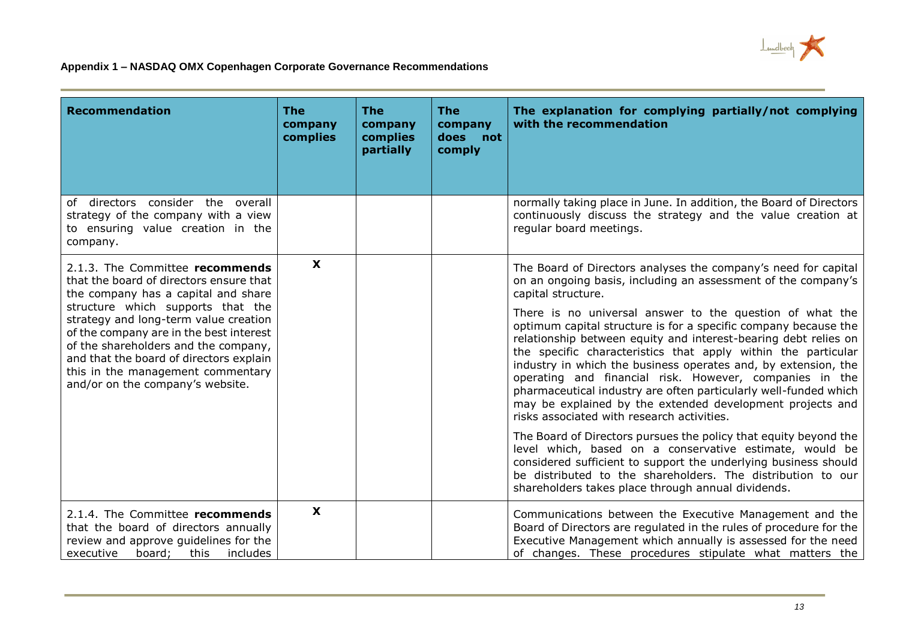**Appendix 1 – NASDAQ OMX Copenhagen Corporate Governance Recommendations**

| Recommendation | The company complies | The company complies partially | The company does not comply | The explanation for complying partially/not complying with the recommendation |
|---|---|---|---|---|
| of directors consider the overall strategy of the company with a view to ensuring value creation in the company. | | | | normally taking place in June. In addition, the Board of Directors continuously discuss the strategy and the value creation at regular board meetings. |
| 2.1.3. The Committee **recommends** that the board of directors ensure that the company has a capital and share structure which supports that the strategy and long-term value creation of the company are in the best interest of the shareholders and the company, and that the board of directors explain this in the management commentary and/or on the company's website. | X | | | The Board of Directors analyses the company's need for capital on an ongoing basis, including an assessment of the company's capital structure.<br><br>There is no universal answer to the question of what the optimum capital structure is for a specific company because the relationship between equity and interest-bearing debt relies on the specific characteristics that apply within the particular industry in which the business operates and, by extension, the operating and financial risk. However, companies in the pharmaceutical industry are often particularly well-funded which may be explained by the extended development projects and risks associated with research activities.<br><br>The Board of Directors pursues the policy that equity beyond the level which, based on a conservative estimate, would be considered sufficient to support the underlying business should be distributed to the shareholders. The distribution to our shareholders takes place through annual dividends. |
| 2.1.4. The Committee **recommends** that the board of directors annually review and approve guidelines for the executive board; this includes | X | | | Communications between the Executive Management and the Board of Directors are regulated in the rules of procedure for the Executive Management which annually is assessed for the need of changes. These procedures stipulate what matters the |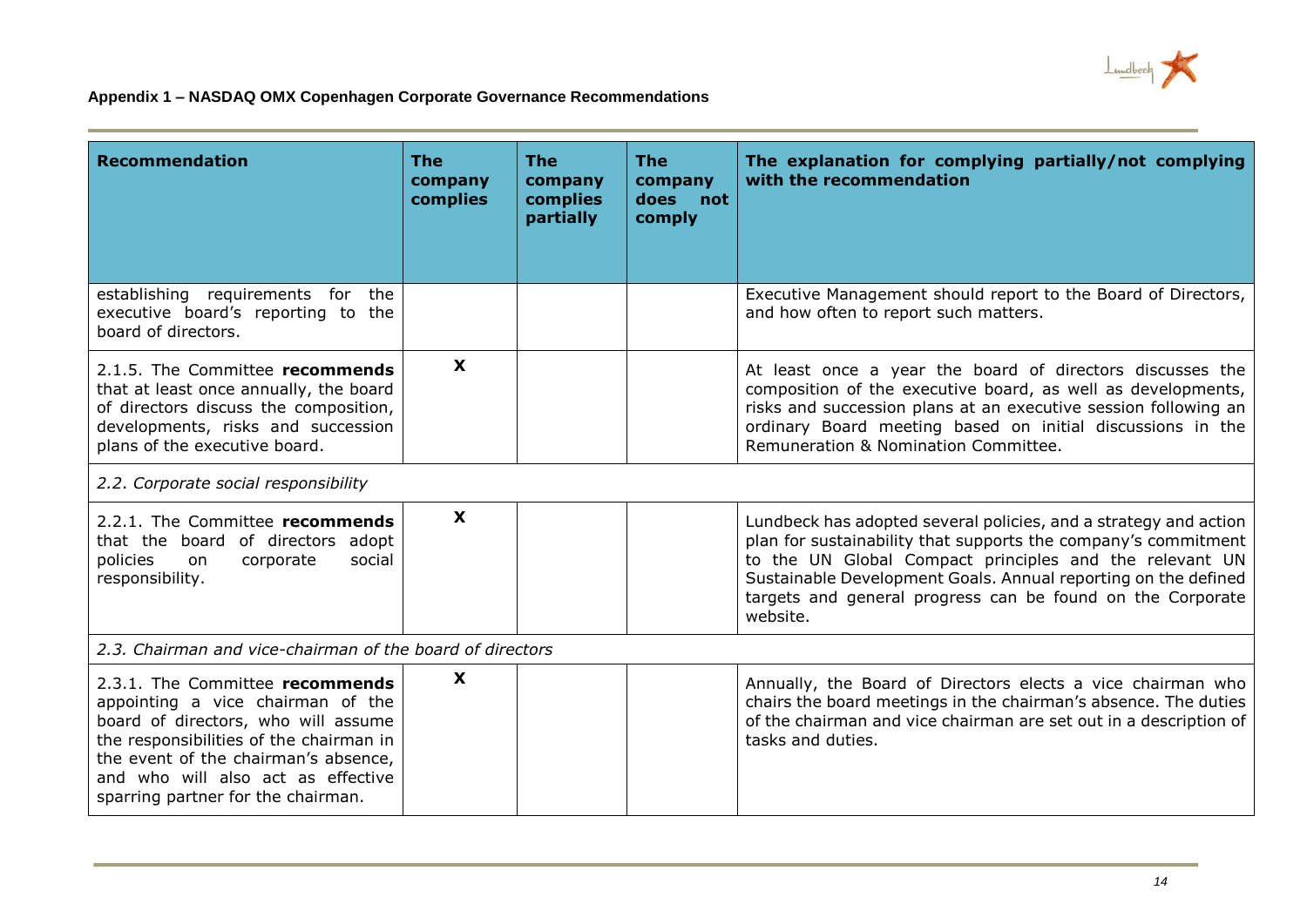### Appendix 1 – NASDAQ OMX Copenhagen Corporate Governance Recommendations

| Recommendation | The company complies | The company complies partially | The company does not comply | The explanation for complying partially/not complying with the recommendation |
|---|---|---|---|---|
| establishing requirements for the executive board's reporting to the board of directors. | | | | Executive Management should report to the Board of Directors, and how often to report such matters. |
| 2.1.5. The Committee **recommends** that at least once annually, the board of directors discuss the composition, developments, risks and succession plans of the executive board. | X | | | At least once a year the board of directors discusses the composition of the executive board, as well as developments, risks and succession plans at an executive session following an ordinary Board meeting based on initial discussions in the Remuneration & Nomination Committee. |
| *2.2. Corporate social responsibility* | | | | |
| 2.2.1. The Committee **recommends** that the board of directors adopt policies on corporate social responsibility. | X | | | Lundbeck has adopted several policies, and a strategy and action plan for sustainability that supports the company's commitment to the UN Global Compact principles and the relevant UN Sustainable Development Goals. Annual reporting on the defined targets and general progress can be found on the Corporate website. |
| *2.3. Chairman and vice-chairman of the board of directors* | | | | |
| 2.3.1. The Committee **recommends** appointing a vice chairman of the board of directors, who will assume the responsibilities of the chairman in the event of the chairman's absence, and who will also act as effective sparring partner for the chairman. | X | | | Annually, the Board of Directors elects a vice chairman who chairs the board meetings in the chairman's absence. The duties of the chairman and vice chairman are set out in a description of tasks and duties. |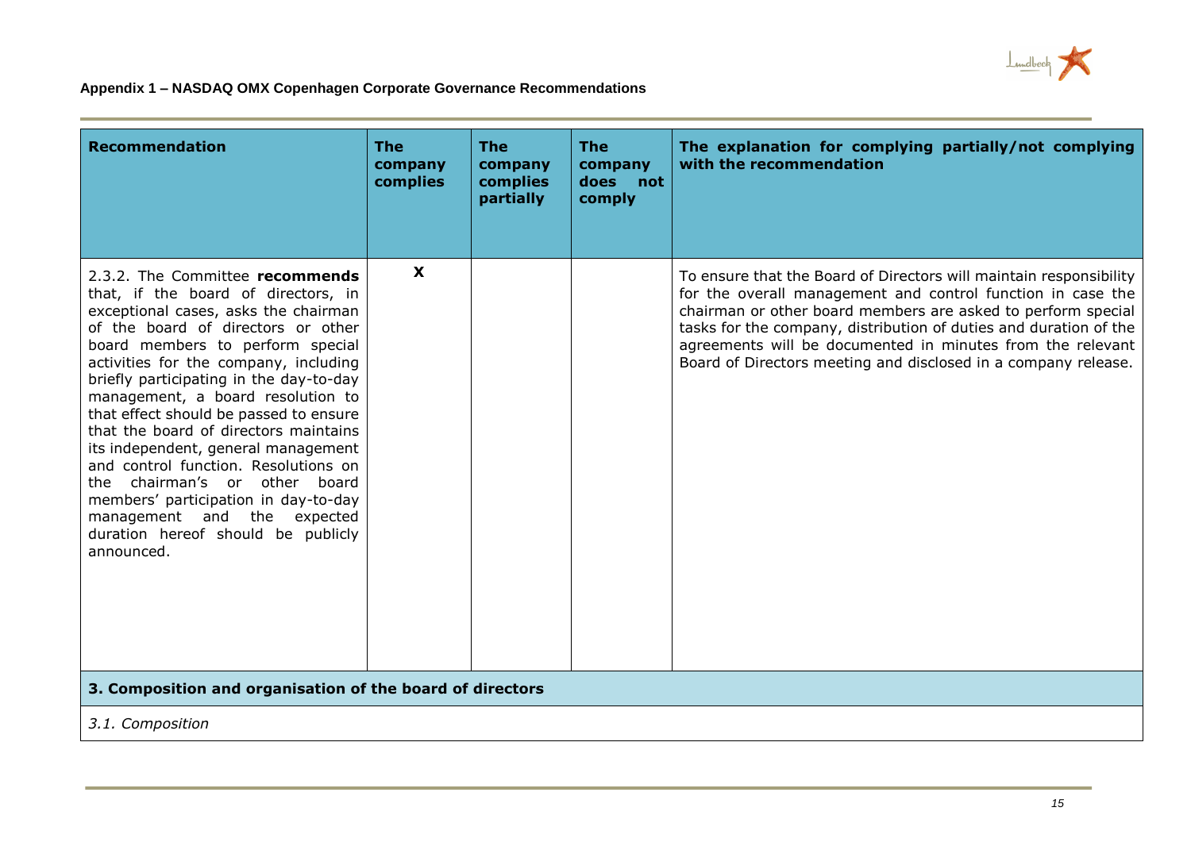## Appendix 1 – NASDAQ OMX Copenhagen Corporate Governance Recommendations

| Recommendation | The company complies | The company complies partially | The company does not comply | The explanation for complying partially/not complying with the recommendation |
|---|---|---|---|---|
| 2.3.2. The Committee **recommends** that, if the board of directors, in exceptional cases, asks the chairman of the board of directors or other board members to perform special activities for the company, including briefly participating in the day-to-day management, a board resolution to that effect should be passed to ensure that the board of directors maintains its independent, general management and control function. Resolutions on the chairman's or other board members' participation in day-to-day management and the expected duration hereof should be publicly announced. | X | | | To ensure that the Board of Directors will maintain responsibility for the overall management and control function in case the chairman or other board members are asked to perform special tasks for the company, distribution of duties and duration of the agreements will be documented in minutes from the relevant Board of Directors meeting and disclosed in a company release. |
| **3. Composition and organisation of the board of directors** | | | | |
| *3.1. Composition* | | | | |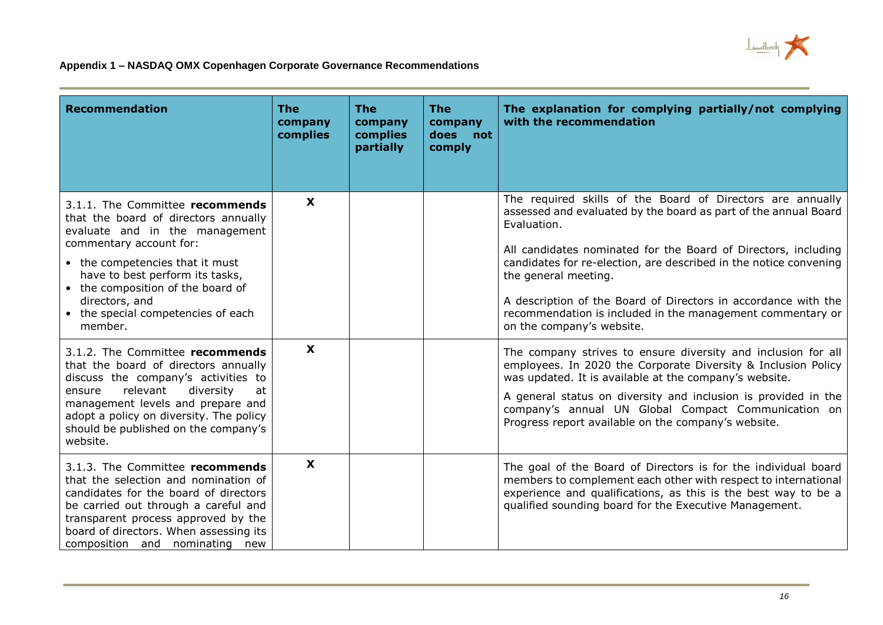**Appendix 1 – NASDAQ OMX Copenhagen Corporate Governance Recommendations**

| Recommendation | The company complies | The company complies partially | The company does not comply | The explanation for complying partially/not complying with the recommendation |
|---|---|---|---|---|
| 3.1.1. The Committee **recommends** that the board of directors annually evaluate and in the management commentary account for:<br>• the competencies that it must have to best perform its tasks,<br>• the composition of the board of directors, and<br>• the special competencies of each member. | X | | | The required skills of the Board of Directors are annually assessed and evaluated by the board as part of the annual Board Evaluation.<br><br>All candidates nominated for the Board of Directors, including candidates for re-election, are described in the notice convening the general meeting.<br><br>A description of the Board of Directors in accordance with the recommendation is included in the management commentary or on the company's website. |
| 3.1.2. The Committee **recommends** that the board of directors annually discuss the company's activities to ensure relevant diversity at management levels and prepare and adopt a policy on diversity. The policy should be published on the company's website. | X | | | The company strives to ensure diversity and inclusion for all employees. In 2020 the Corporate Diversity & Inclusion Policy was updated. It is available at the company's website.<br><br>A general status on diversity and inclusion is provided in the company's annual UN Global Compact Communication on Progress report available on the company's website. |
| 3.1.3. The Committee **recommends** that the selection and nomination of candidates for the board of directors be carried out through a careful and transparent process approved by the board of directors. When assessing its composition and nominating new | X | | | The goal of the Board of Directors is for the individual board members to complement each other with respect to international experience and qualifications, as this is the best way to be a qualified sounding board for the Executive Management. |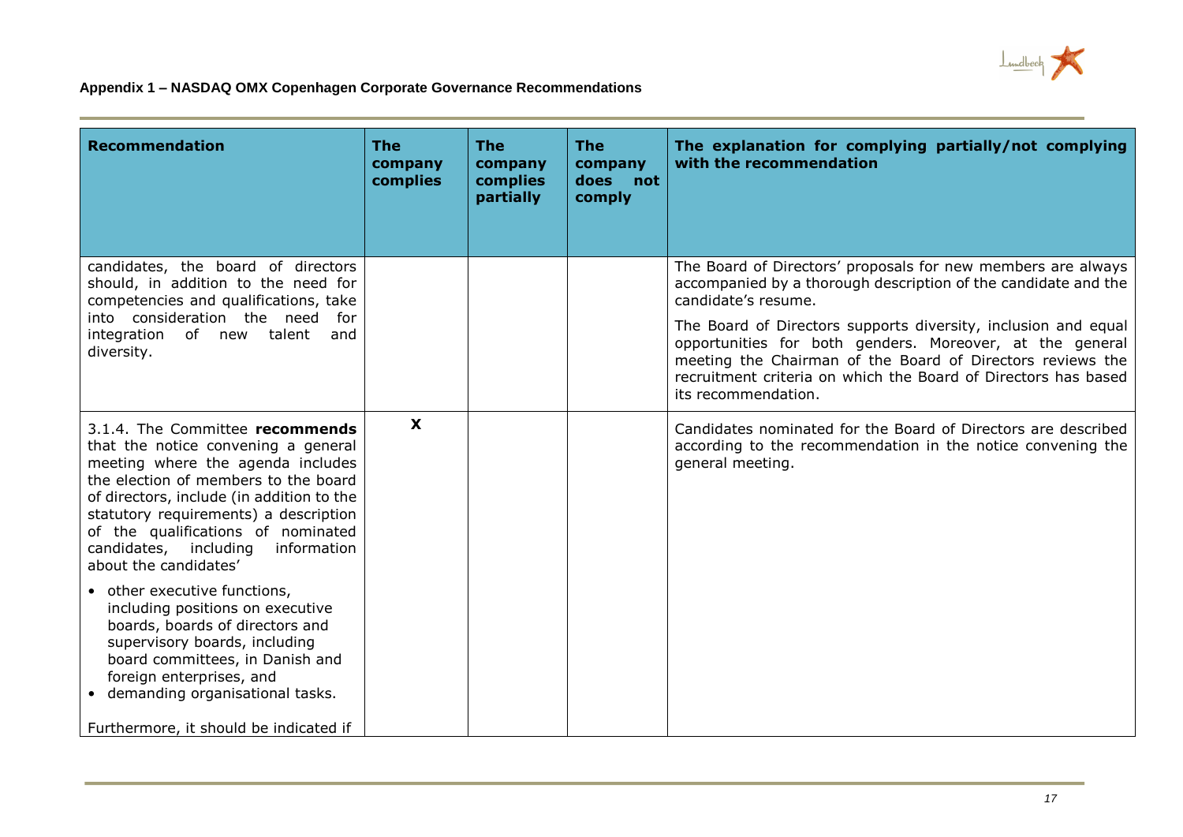## Appendix 1 – NASDAQ OMX Copenhagen Corporate Governance Recommendations

| Recommendation | The company complies | The company complies partially | The company does not comply | The explanation for complying partially/not complying with the recommendation |
|---|---|---|---|---|
| candidates, the board of directors should, in addition to the need for competencies and qualifications, take into consideration the need for integration of new talent and diversity. | | | | The Board of Directors' proposals for new members are always accompanied by a thorough description of the candidate and the candidate's resume.<br><br>The Board of Directors supports diversity, inclusion and equal opportunities for both genders. Moreover, at the general meeting the Chairman of the Board of Directors reviews the recruitment criteria on which the Board of Directors has based its recommendation. |
| 3.1.4. The Committee **recommends** that the notice convening a general meeting where the agenda includes the election of members to the board of directors, include (in addition to the statutory requirements) a description of the qualifications of nominated candidates, including information about the candidates'<br><br>• other executive functions, including positions on executive boards, boards of directors and supervisory boards, including board committees, in Danish and foreign enterprises, and<br>• demanding organisational tasks.<br><br>Furthermore, it should be indicated if | **X** | | | Candidates nominated for the Board of Directors are described according to the recommendation in the notice convening the general meeting. |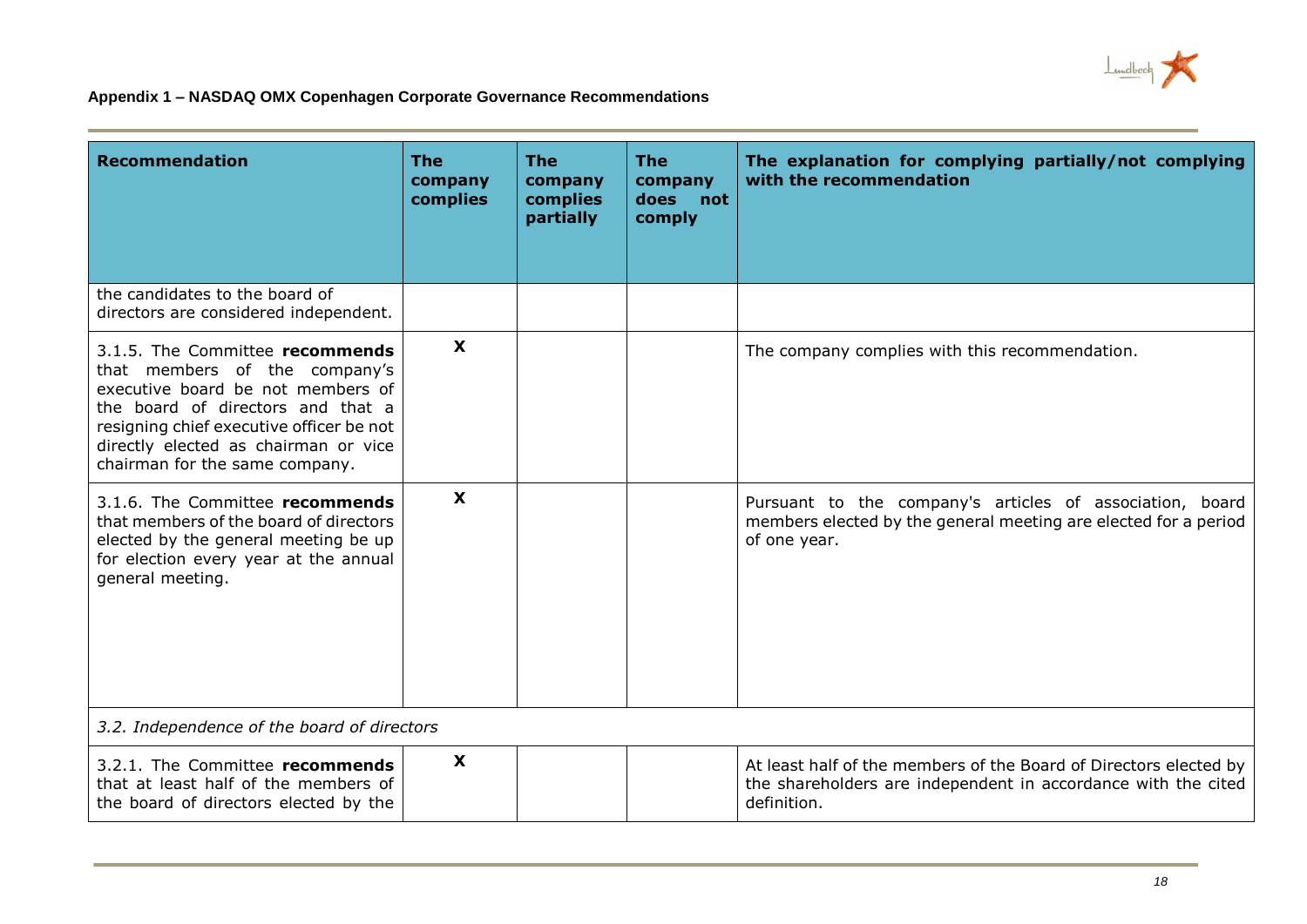## Appendix 1 – NASDAQ OMX Copenhagen Corporate Governance Recommendations

| Recommendation | The company complies | The company complies partially | The company does not comply | The explanation for complying partially/not complying with the recommendation |
|---|---|---|---|---|
| the candidates to the board of directors are considered independent. | | | | |
| 3.1.5. The Committee **recommends** that members of the company's executive board be not members of the board of directors and that a resigning chief executive officer be not directly elected as chairman or vice chairman for the same company. | X | | | The company complies with this recommendation. |
| 3.1.6. The Committee **recommends** that members of the board of directors elected by the general meeting be up for election every year at the annual general meeting. | X | | | Pursuant to the company's articles of association, board members elected by the general meeting are elected for a period of one year. |
| *3.2. Independence of the board of directors* | | | | |
| 3.2.1. The Committee **recommends** that at least half of the members of the board of directors elected by the | X | | | At least half of the members of the Board of Directors elected by the shareholders are independent in accordance with the cited definition. |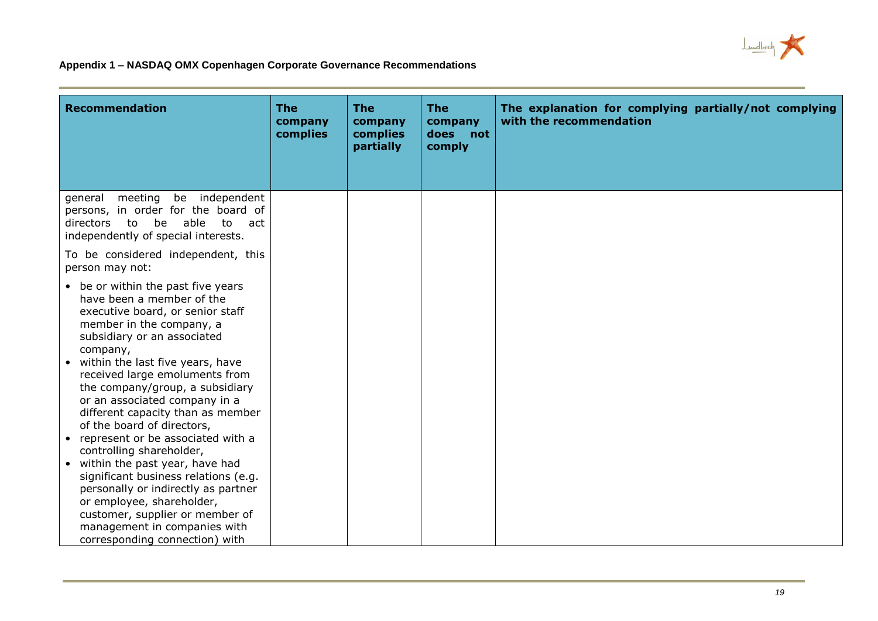## Appendix 1 – NASDAQ OMX Copenhagen Corporate Governance Recommendations

| Recommendation | The company complies | The company complies partially | The company does not comply | The explanation for complying partially/not complying with the recommendation |
|---|---|---|---|---|
| general meeting be independent persons, in order for the board of directors to be able to act independently of special interests.<br><br>To be considered independent, this person may not:<br><br>• be or within the past five years have been a member of the executive board, or senior staff member in the company, a subsidiary or an associated company,<br>• within the last five years, have received large emoluments from the company/group, a subsidiary or an associated company in a different capacity than as member of the board of directors,<br>• represent or be associated with a controlling shareholder,<br>• within the past year, have had significant business relations (e.g. personally or indirectly as partner or employee, shareholder, customer, supplier or member of management in companies with corresponding connection) with | | | | |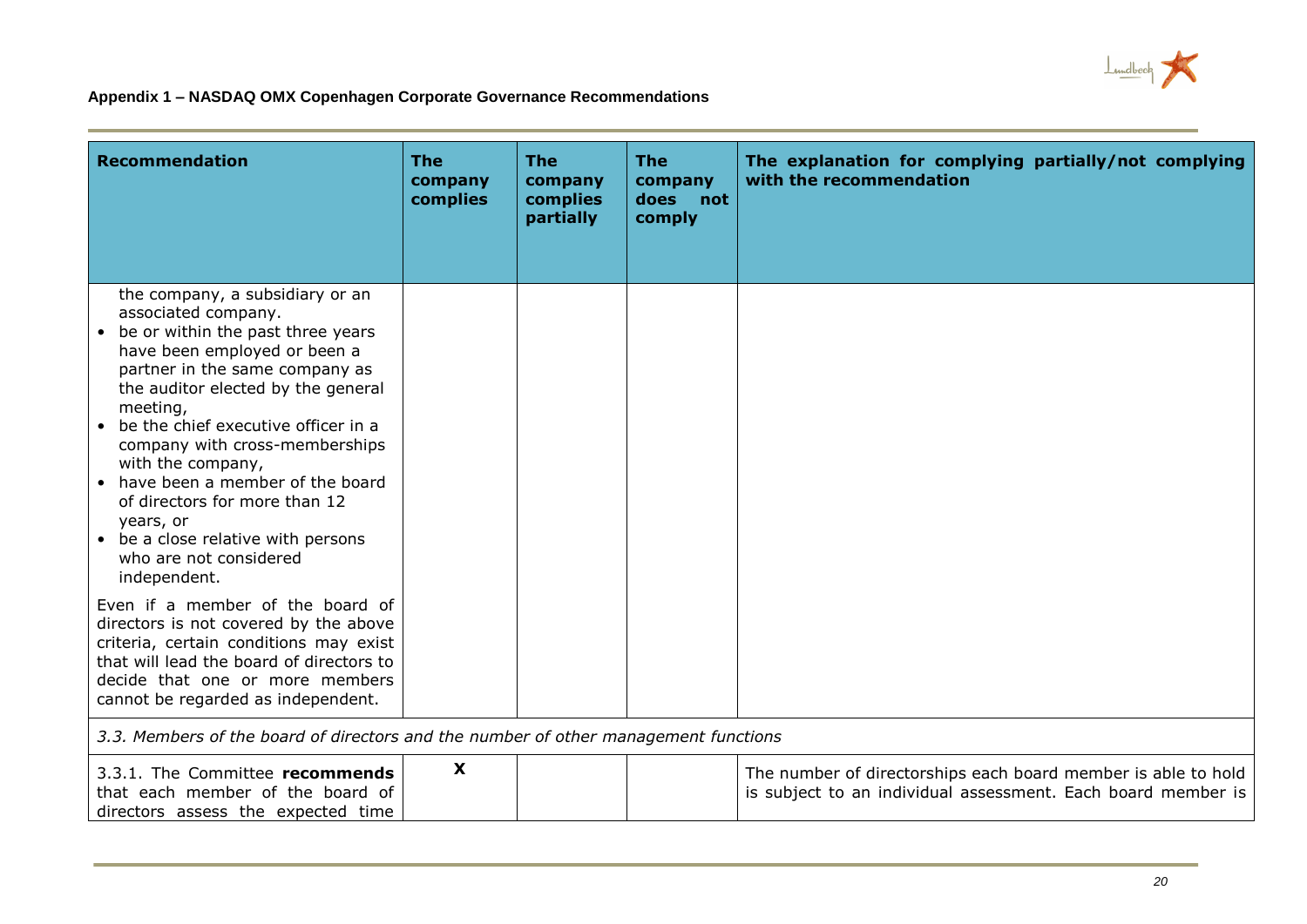## Appendix 1 – NASDAQ OMX Copenhagen Corporate Governance Recommendations

| Recommendation | The company complies | The company complies partially | The company does not comply | The explanation for complying partially/not complying with the recommendation |
|---|---|---|---|---|
| the company, a subsidiary or an associated company.<br>• be or within the past three years have been employed or been a partner in the same company as the auditor elected by the general meeting,<br>• be the chief executive officer in a company with cross-memberships with the company,<br>• have been a member of the board of directors for more than 12 years, or<br>• be a close relative with persons who are not considered independent.<br><br>Even if a member of the board of directors is not covered by the above criteria, certain conditions may exist that will lead the board of directors to decide that one or more members cannot be regarded as independent. | | | | |
| *3.3. Members of the board of directors and the number of other management functions* | | | | |
| 3.3.1. The Committee **recommends** that each member of the board of directors assess the expected time | X | | | The number of directorships each board member is able to hold is subject to an individual assessment. Each board member is |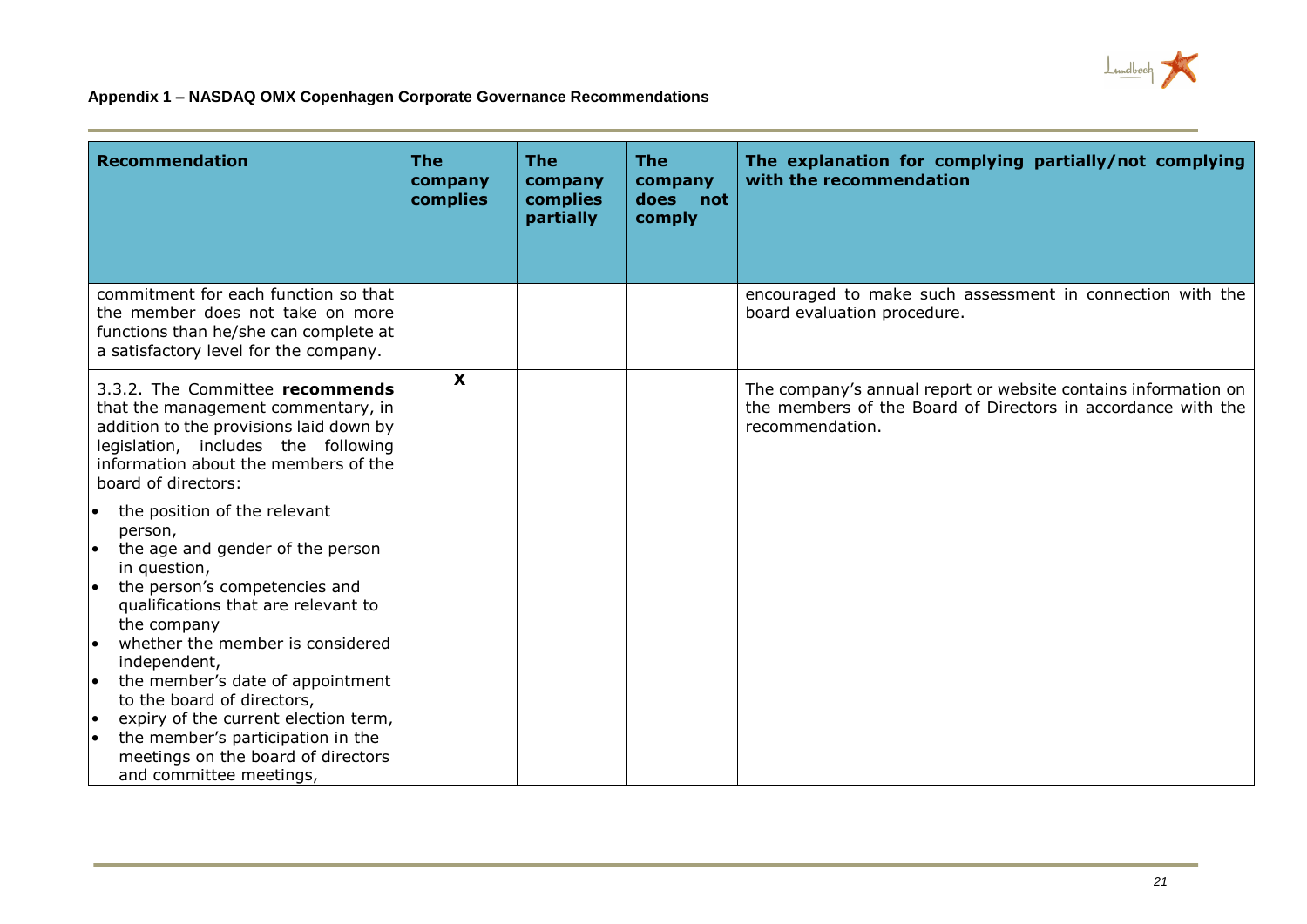**Appendix 1 – NASDAQ OMX Copenhagen Corporate Governance Recommendations**

| Recommendation | The company complies | The company complies partially | The company does not comply | The explanation for complying partially/not complying with the recommendation |
|---|---|---|---|---|
| commitment for each function so that the member does not take on more functions than he/she can complete at a satisfactory level for the company. | | | | encouraged to make such assessment in connection with the board evaluation procedure. |
| 3.3.2. The Committee **recommends** that the management commentary, in addition to the provisions laid down by legislation, includes the following information about the members of the board of directors:<br>• the position of the relevant person,<br>• the age and gender of the person in question,<br>• the person's competencies and qualifications that are relevant to the company<br>• whether the member is considered independent,<br>• the member's date of appointment to the board of directors,<br>• expiry of the current election term,<br>• the member's participation in the meetings on the board of directors and committee meetings, | X | | | The company's annual report or website contains information on the members of the Board of Directors in accordance with the recommendation. |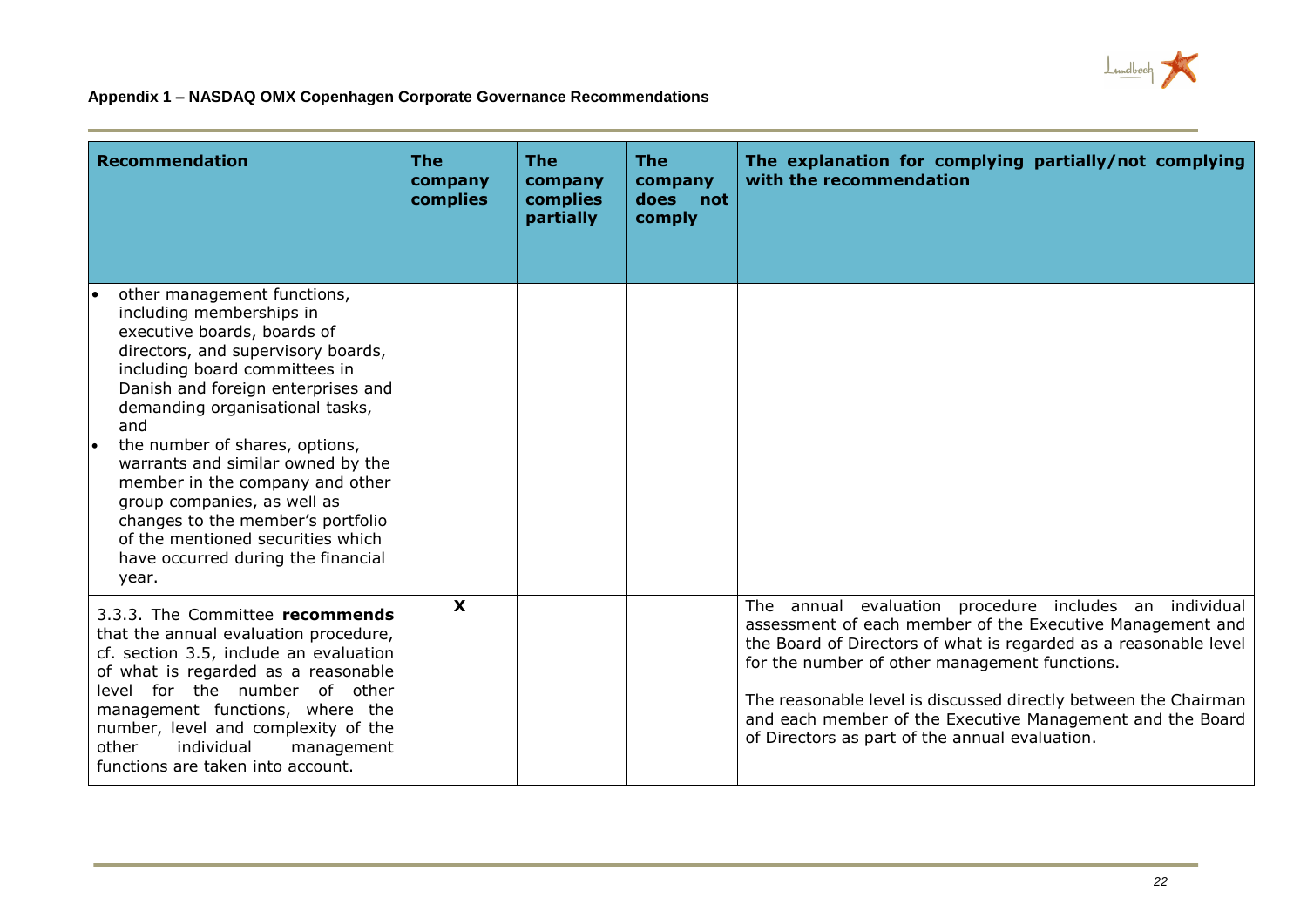### Appendix 1 – NASDAQ OMX Copenhagen Corporate Governance Recommendations

| Recommendation | The company complies | The company complies partially | The company does not comply | The explanation for complying partially/not complying with the recommendation |
|---|---|---|---|---|
| • other management functions, including memberships in executive boards, boards of directors, and supervisory boards, including board committees in Danish and foreign enterprises and demanding organisational tasks, and<br>• the number of shares, options, warrants and similar owned by the member in the company and other group companies, as well as changes to the member's portfolio of the mentioned securities which have occurred during the financial year. | | | | |
| 3.3.3. The Committee **recommends** that the annual evaluation procedure, cf. section 3.5, include an evaluation of what is regarded as a reasonable level for the number of other management functions, where the number, level and complexity of the other individual management functions are taken into account. | X | | | The annual evaluation procedure includes an individual assessment of each member of the Executive Management and the Board of Directors of what is regarded as a reasonable level for the number of other management functions.<br><br>The reasonable level is discussed directly between the Chairman and each member of the Executive Management and the Board of Directors as part of the annual evaluation. |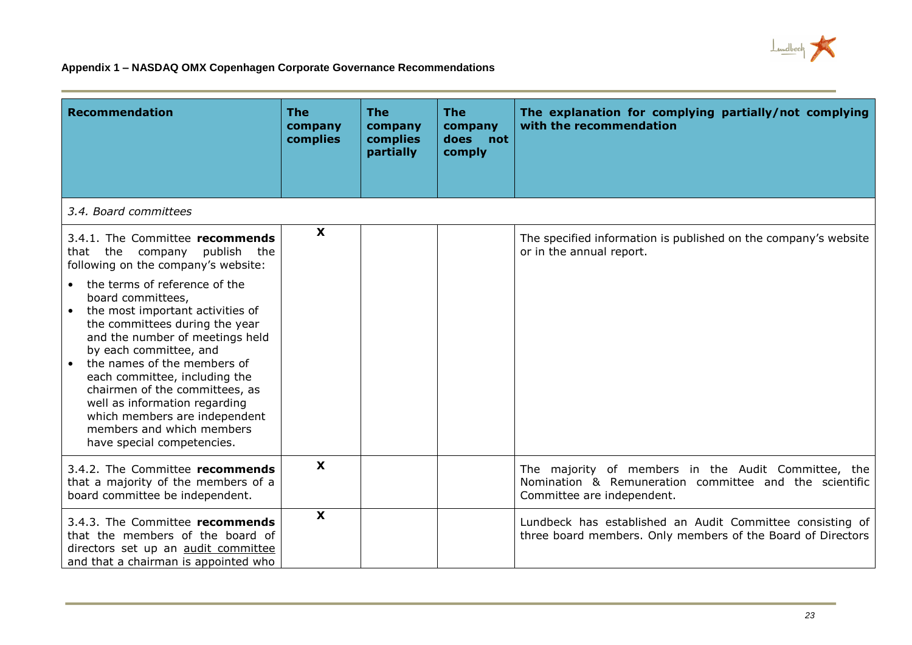## Appendix 1 – NASDAQ OMX Copenhagen Corporate Governance Recommendations

| Recommendation | The company complies | The company complies partially | The company does not comply | The explanation for complying partially/not complying with the recommendation |
|---|---|---|---|---|
| *3.4. Board committees* | | | | |
| 3.4.1. The Committee **recommends** that the company publish the following on the company's website:<br>• the terms of reference of the board committees,<br>• the most important activities of the committees during the year and the number of meetings held by each committee, and<br>• the names of the members of each committee, including the chairmen of the committees, as well as information regarding which members are independent members and which members have special competencies. | X | | | The specified information is published on the company's website or in the annual report. |
| 3.4.2. The Committee **recommends** that a majority of the members of a board committee be independent. | X | | | The majority of members in the Audit Committee, the Nomination & Remuneration committee and the scientific Committee are independent. |
| 3.4.3. The Committee **recommends** that the members of the board of directors set up an audit committee and that a chairman is appointed who | X | | | Lundbeck has established an Audit Committee consisting of three board members. Only members of the Board of Directors |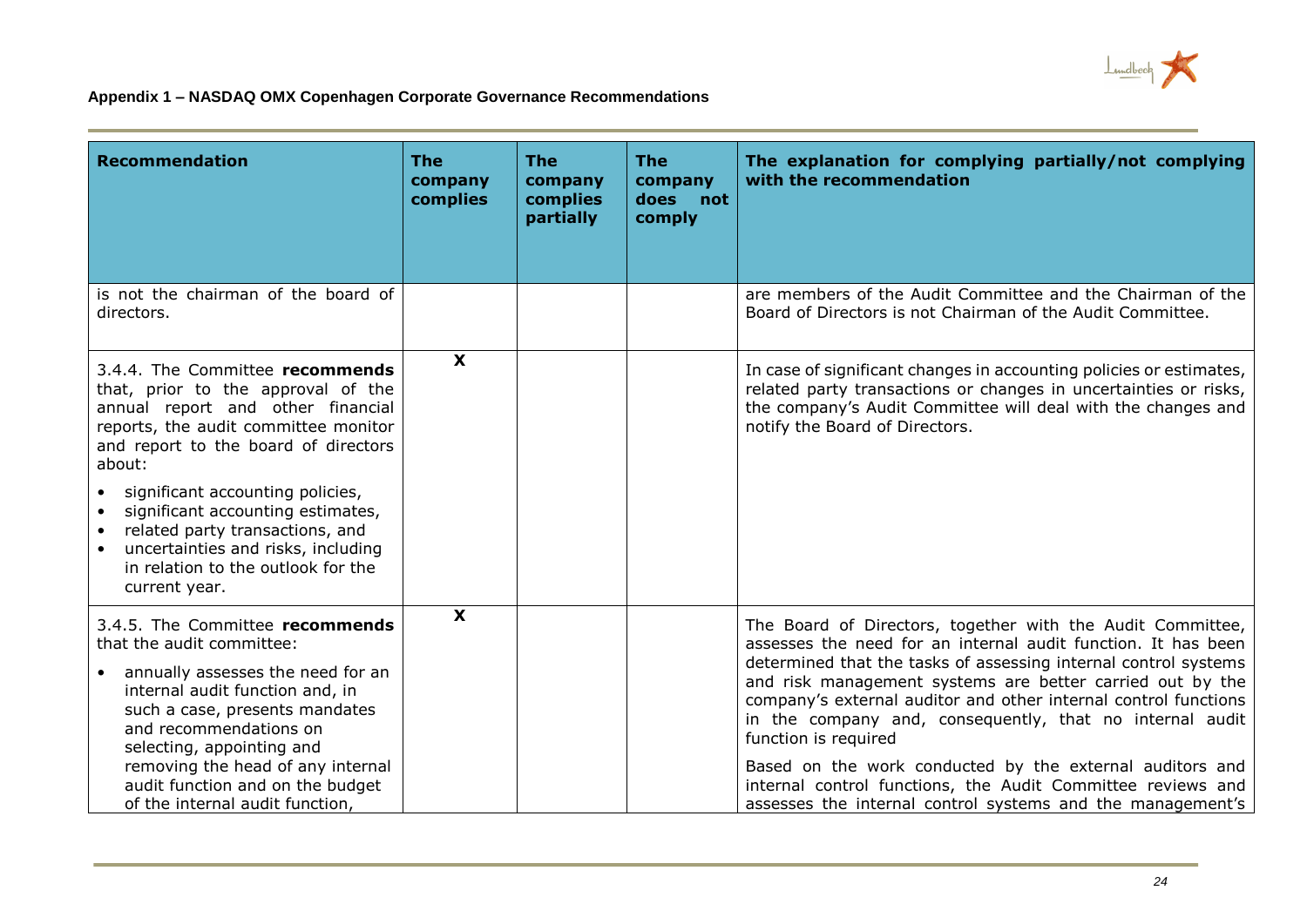## Appendix 1 – NASDAQ OMX Copenhagen Corporate Governance Recommendations

| Recommendation | The company complies | The company complies partially | The company does not comply | The explanation for complying partially/not complying with the recommendation |
|---|---|---|---|---|
| is not the chairman of the board of directors. | | | | are members of the Audit Committee and the Chairman of the Board of Directors is not Chairman of the Audit Committee. |
| 3.4.4. The Committee **recommends** that, prior to the approval of the annual report and other financial reports, the audit committee monitor and report to the board of directors about: <br>• significant accounting policies, <br>• significant accounting estimates, <br>• related party transactions, and <br>• uncertainties and risks, including in relation to the outlook for the current year. | X | | | In case of significant changes in accounting policies or estimates, related party transactions or changes in uncertainties or risks, the company's Audit Committee will deal with the changes and notify the Board of Directors. |
| 3.4.5. The Committee **recommends** that the audit committee: <br>• annually assesses the need for an internal audit function and, in such a case, presents mandates and recommendations on selecting, appointing and removing the head of any internal audit function and on the budget of the internal audit function, | X | | | The Board of Directors, together with the Audit Committee, assesses the need for an internal audit function. It has been determined that the tasks of assessing internal control systems and risk management systems are better carried out by the company's external auditor and other internal control functions in the company and, consequently, that no internal audit function is required <br><br>Based on the work conducted by the external auditors and internal control functions, the Audit Committee reviews and assesses the internal control systems and the management's |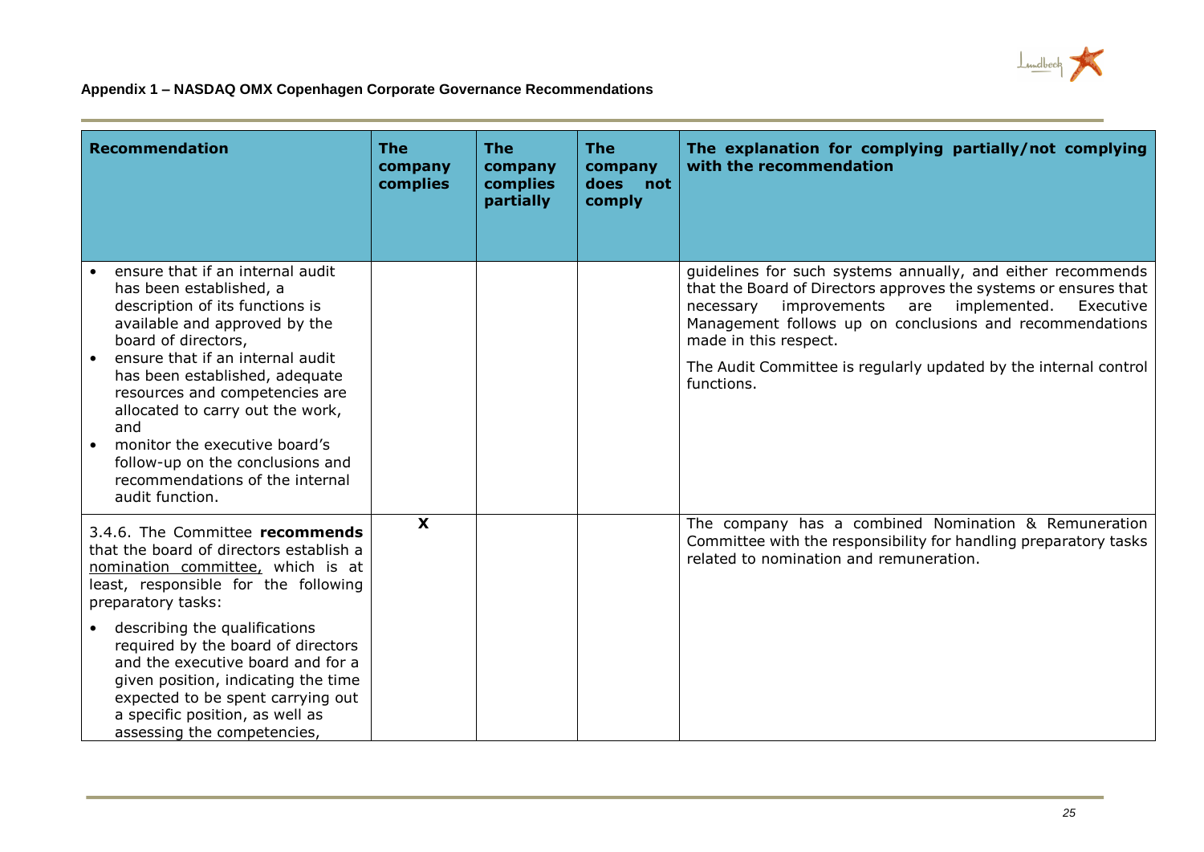### Appendix 1 – NASDAQ OMX Copenhagen Corporate Governance Recommendations

| Recommendation | The company complies | The company complies partially | The company does not comply | The explanation for complying partially/not complying with the recommendation |
|---|---|---|---|---|
| • ensure that if an internal audit has been established, a description of its functions is available and approved by the board of directors,<br>• ensure that if an internal audit has been established, adequate resources and competencies are allocated to carry out the work, and<br>• monitor the executive board's follow-up on the conclusions and recommendations of the internal audit function. | | | | guidelines for such systems annually, and either recommends that the Board of Directors approves the systems or ensures that necessary improvements are implemented. Executive Management follows up on conclusions and recommendations made in this respect.<br><br>The Audit Committee is regularly updated by the internal control functions. |
| 3.4.6. The Committee **recommends** that the board of directors establish a <u>nomination committee,</u> which is at least, responsible for the following preparatory tasks:<br><br>• describing the qualifications required by the board of directors and the executive board and for a given position, indicating the time expected to be spent carrying out a specific position, as well as assessing the competencies, | **X** | | | The company has a combined Nomination & Remuneration Committee with the responsibility for handling preparatory tasks related to nomination and remuneration. |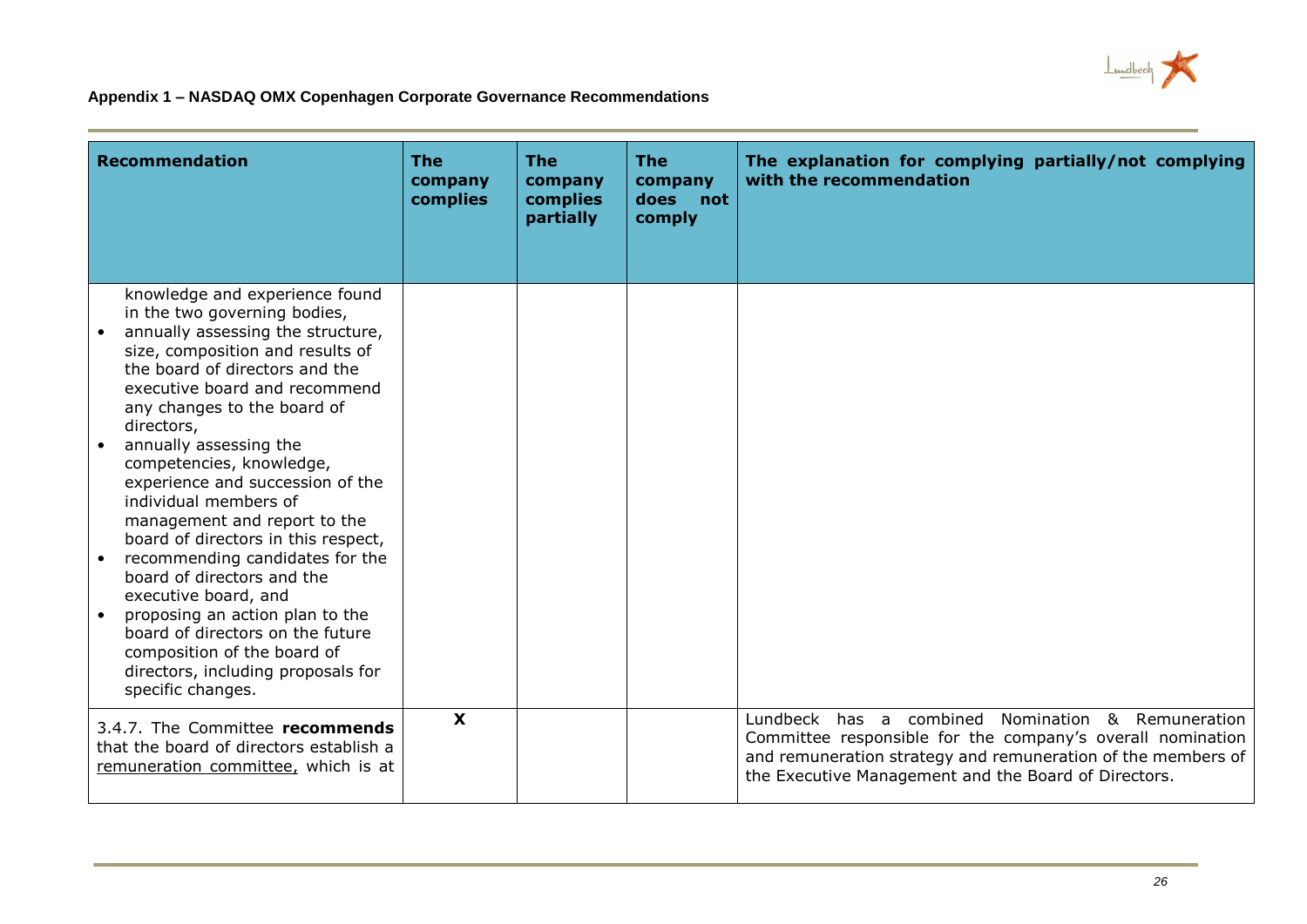## Appendix 1 – NASDAQ OMX Copenhagen Corporate Governance Recommendations

| Recommendation | The company complies | The company complies partially | The company does not comply | The explanation for complying partially/not complying with the recommendation |
|---|---|---|---|---|
| knowledge and experience found in the two governing bodies,<br>• annually assessing the structure, size, composition and results of the board of directors and the executive board and recommend any changes to the board of directors,<br>• annually assessing the competencies, knowledge, experience and succession of the individual members of management and report to the board of directors in this respect,<br>• recommending candidates for the board of directors and the executive board, and<br>• proposing an action plan to the board of directors on the future composition of the board of directors, including proposals for specific changes. | | | | |
| 3.4.7. The Committee **recommends** that the board of directors establish a remuneration committee, which is at | X | | | Lundbeck has a combined Nomination & Remuneration Committee responsible for the company's overall nomination and remuneration strategy and remuneration of the members of the Executive Management and the Board of Directors. |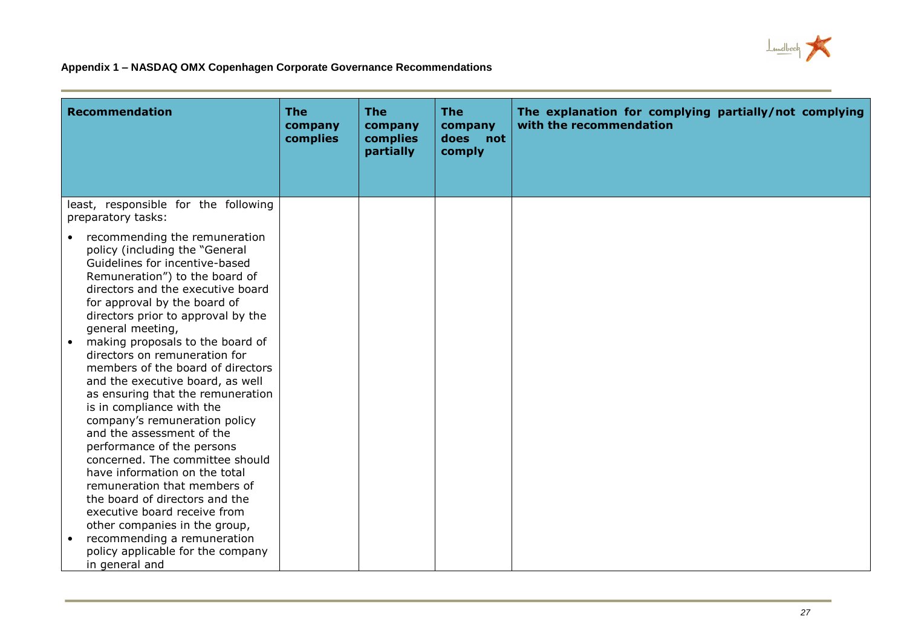## Appendix 1 – NASDAQ OMX Copenhagen Corporate Governance Recommendations

| Recommendation | The company complies | The company complies partially | The company does not comply | The explanation for complying partially/not complying with the recommendation |
|---|---|---|---|---|
| least, responsible for the following preparatory tasks:<br>• recommending the remuneration policy (including the "General Guidelines for incentive-based Remuneration") to the board of directors and the executive board for approval by the board of directors prior to approval by the general meeting,<br>• making proposals to the board of directors on remuneration for members of the board of directors and the executive board, as well as ensuring that the remuneration is in compliance with the company's remuneration policy and the assessment of the performance of the persons concerned. The committee should have information on the total remuneration that members of the board of directors and the executive board receive from other companies in the group,<br>• recommending a remuneration policy applicable for the company in general and | | | | |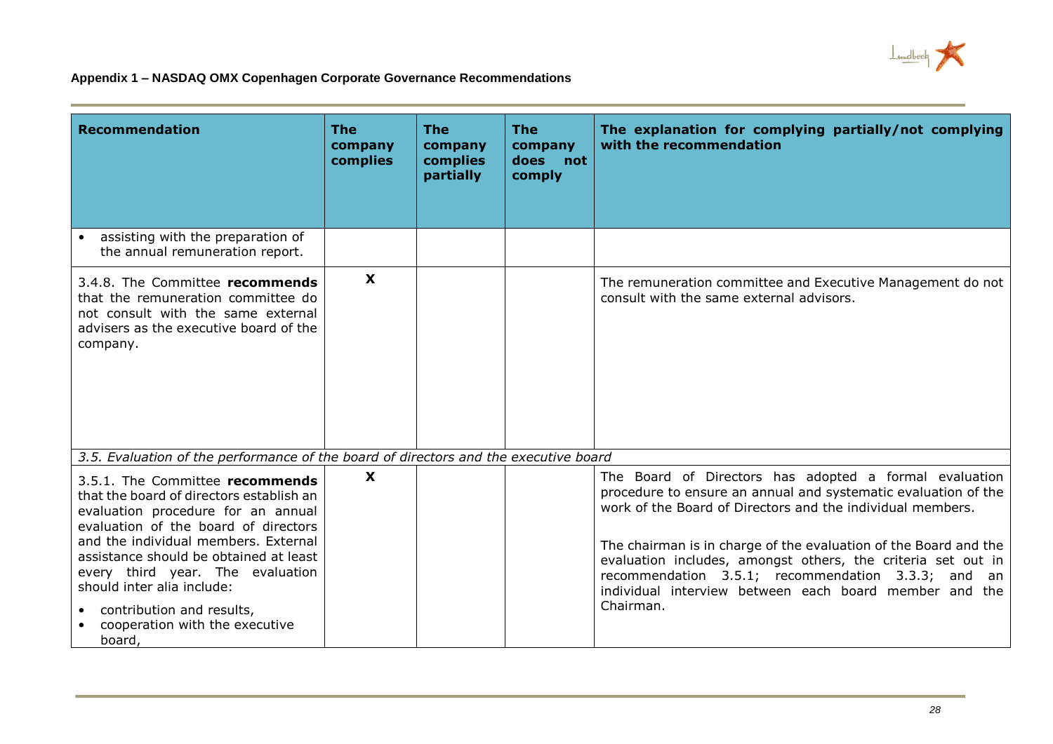## Appendix 1 – NASDAQ OMX Copenhagen Corporate Governance Recommendations

| Recommendation | The company complies | The company complies partially | The company does not comply | The explanation for complying partially/not complying with the recommendation |
|---|---|---|---|---|
| • assisting with the preparation of the annual remuneration report. | | | | |
| 3.4.8. The Committee **recommends** that the remuneration committee do not consult with the same external advisers as the executive board of the company. | X | | | The remuneration committee and Executive Management do not consult with the same external advisors. |
| *3.5. Evaluation of the performance of the board of directors and the executive board* | | | | |
| 3.5.1. The Committee **recommends** that the board of directors establish an evaluation procedure for an annual evaluation of the board of directors and the individual members. External assistance should be obtained at least every third year. The evaluation should inter alia include: • contribution and results, • cooperation with the executive board, | X | | | The Board of Directors has adopted a formal evaluation procedure to ensure an annual and systematic evaluation of the work of the Board of Directors and the individual members. The chairman is in charge of the evaluation of the Board and the evaluation includes, amongst others, the criteria set out in recommendation 3.5.1; recommendation 3.3.3; and an individual interview between each board member and the Chairman. |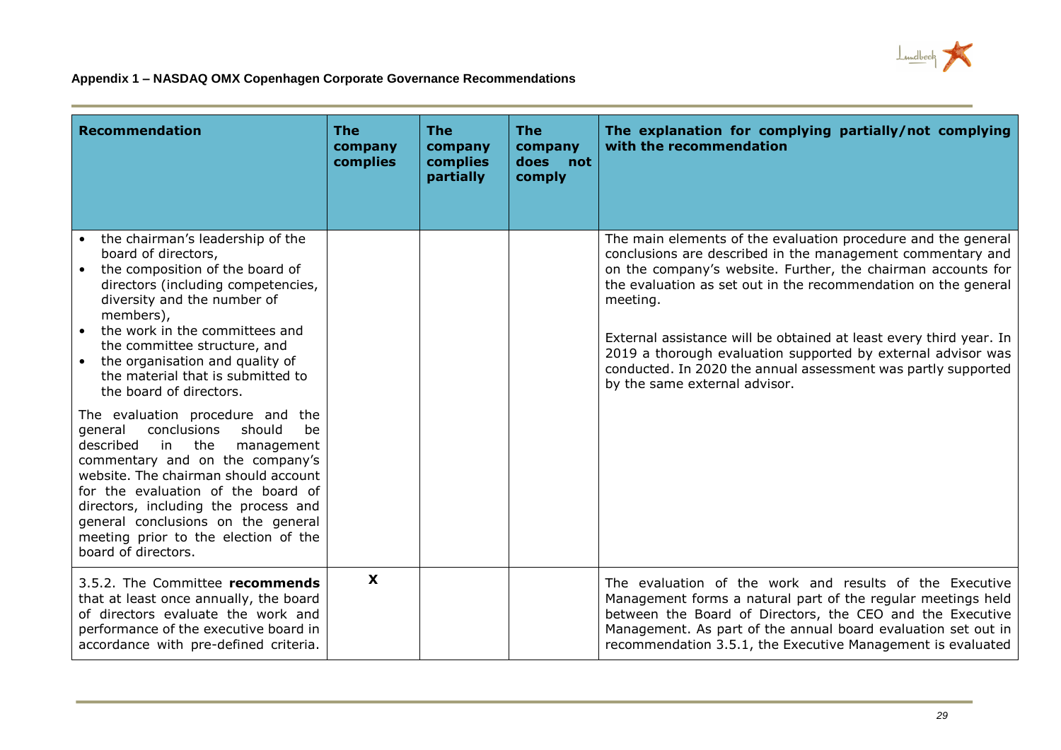**Appendix 1 – NASDAQ OMX Copenhagen Corporate Governance Recommendations**

| Recommendation | The company complies | The company complies partially | The company does not comply | The explanation for complying partially/not complying with the recommendation |
|---|---|---|---|---|
| • the chairman's leadership of the board of directors,<br>• the composition of the board of directors (including competencies, diversity and the number of members),<br>• the work in the committees and the committee structure, and<br>• the organisation and quality of the material that is submitted to the board of directors.<br><br>The evaluation procedure and the general conclusions should be described in the management commentary and on the company's website. The chairman should account for the evaluation of the board of directors, including the process and general conclusions on the general meeting prior to the election of the board of directors. | | | | The main elements of the evaluation procedure and the general conclusions are described in the management commentary and on the company's website. Further, the chairman accounts for the evaluation as set out in the recommendation on the general meeting.<br><br>External assistance will be obtained at least every third year. In 2019 a thorough evaluation supported by external advisor was conducted. In 2020 the annual assessment was partly supported by the same external advisor. |
| 3.5.2. The Committee **recommends** that at least once annually, the board of directors evaluate the work and performance of the executive board in accordance with pre-defined criteria. | X | | | The evaluation of the work and results of the Executive Management forms a natural part of the regular meetings held between the Board of Directors, the CEO and the Executive Management. As part of the annual board evaluation set out in recommendation 3.5.1, the Executive Management is evaluated |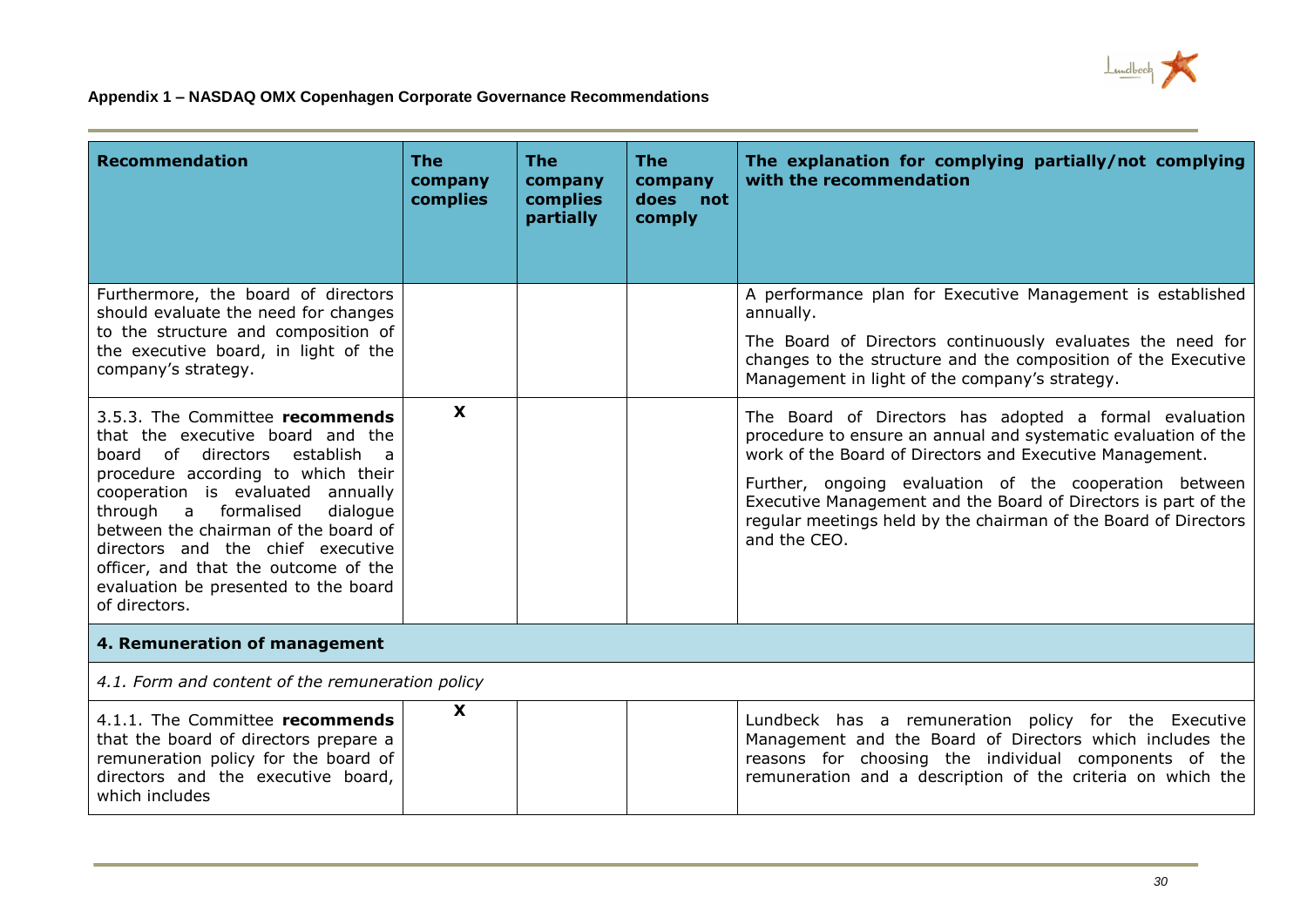## Appendix 1 – NASDAQ OMX Copenhagen Corporate Governance Recommendations

| Recommendation | The company complies | The company complies partially | The company does not comply | The explanation for complying partially/not complying with the recommendation |
|---|---|---|---|---|
| Furthermore, the board of directors should evaluate the need for changes to the structure and composition of the executive board, in light of the company's strategy. | | | | A performance plan for Executive Management is established annually.<br><br>The Board of Directors continuously evaluates the need for changes to the structure and the composition of the Executive Management in light of the company's strategy. |
| 3.5.3. The Committee **recommends** that the executive board and the board of directors establish a procedure according to which their cooperation is evaluated annually through a formalised dialogue between the chairman of the board of directors and the chief executive officer, and that the outcome of the evaluation be presented to the board of directors. | X | | | The Board of Directors has adopted a formal evaluation procedure to ensure an annual and systematic evaluation of the work of the Board of Directors and Executive Management.<br><br>Further, ongoing evaluation of the cooperation between Executive Management and the Board of Directors is part of the regular meetings held by the chairman of the Board of Directors and the CEO. |
| **4. Remuneration of management** | | | | |
| *4.1. Form and content of the remuneration policy* | | | | |
| 4.1.1. The Committee **recommends** that the board of directors prepare a remuneration policy for the board of directors and the executive board, which includes | X | | | Lundbeck has a remuneration policy for the Executive Management and the Board of Directors which includes the reasons for choosing the individual components of the remuneration and a description of the criteria on which the |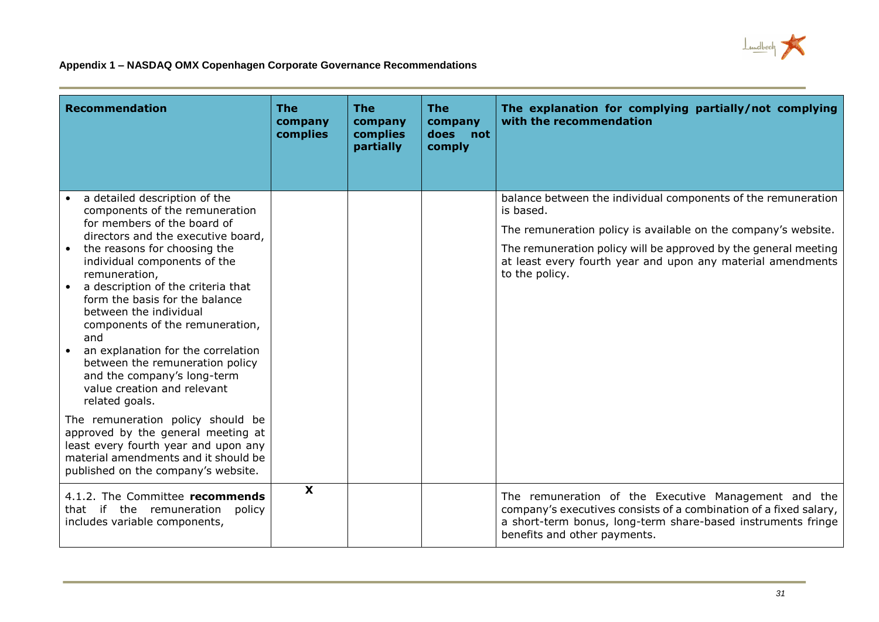**Appendix 1 – NASDAQ OMX Copenhagen Corporate Governance Recommendations**

| Recommendation | The company complies | The company complies partially | The company does not comply | The explanation for complying partially/not complying with the recommendation |
|---|---|---|---|---|
| • a detailed description of the components of the remuneration for members of the board of directors and the executive board,<br>• the reasons for choosing the individual components of the remuneration,<br>• a description of the criteria that form the basis for the balance between the individual components of the remuneration, and<br>• an explanation for the correlation between the remuneration policy and the company's long-term value creation and relevant related goals.<br><br>The remuneration policy should be approved by the general meeting at least every fourth year and upon any material amendments and it should be published on the company's website. | | | | balance between the individual components of the remuneration is based.<br><br>The remuneration policy is available on the company's website.<br><br>The remuneration policy will be approved by the general meeting at least every fourth year and upon any material amendments to the policy. |
| 4.1.2. The Committee **recommends** that if the remuneration policy includes variable components, | X | | | The remuneration of the Executive Management and the company's executives consists of a combination of a fixed salary, a short-term bonus, long-term share-based instruments fringe benefits and other payments. |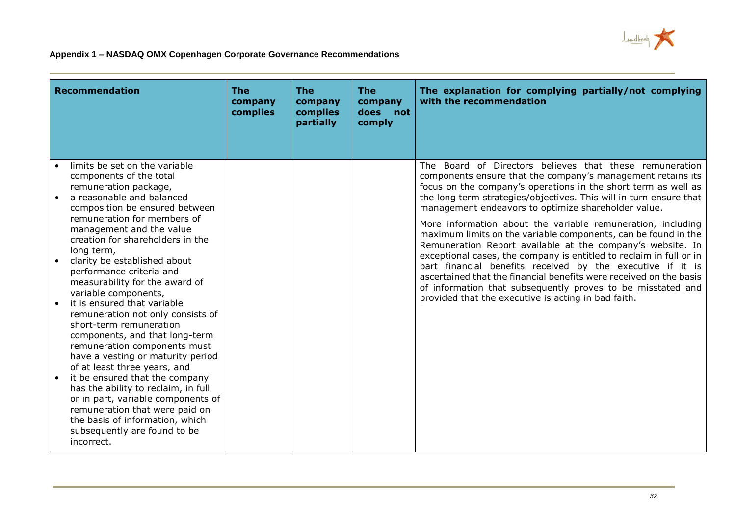**Appendix 1 – NASDAQ OMX Copenhagen Corporate Governance Recommendations**

| Recommendation | The company complies | The company complies partially | The company does not comply | The explanation for complying partially/not complying with the recommendation |
|---|---|---|---|---|
| • limits be set on the variable components of the total remuneration package,<br>• a reasonable and balanced composition be ensured between remuneration for members of management and the value creation for shareholders in the long term,<br>• clarity be established about performance criteria and measurability for the award of variable components,<br>• it is ensured that variable remuneration not only consists of short-term remuneration components, and that long-term remuneration components must have a vesting or maturity period of at least three years, and<br>• it be ensured that the company has the ability to reclaim, in full or in part, variable components of remuneration that were paid on the basis of information, which subsequently are found to be incorrect. | | | | The Board of Directors believes that these remuneration components ensure that the company's management retains its focus on the company's operations in the short term as well as the long term strategies/objectives. This will in turn ensure that management endeavors to optimize shareholder value.<br><br>More information about the variable remuneration, including maximum limits on the variable components, can be found in the Remuneration Report available at the company's website. In exceptional cases, the company is entitled to reclaim in full or in part financial benefits received by the executive if it is ascertained that the financial benefits were received on the basis of information that subsequently proves to be misstated and provided that the executive is acting in bad faith. |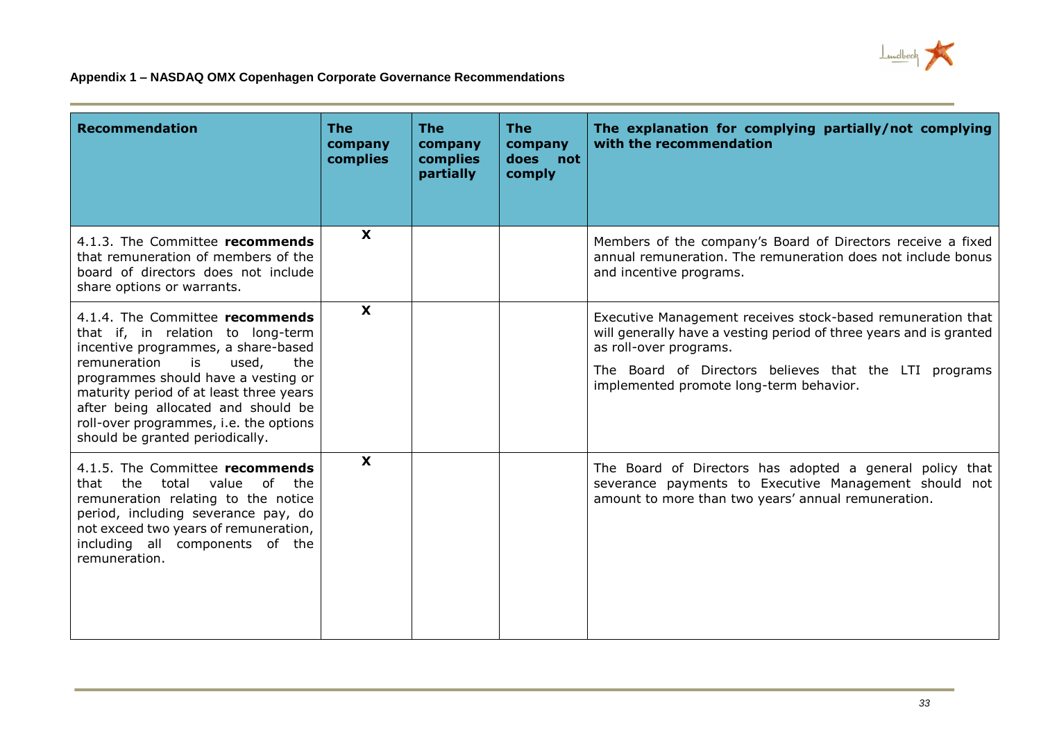**Appendix 1 – NASDAQ OMX Copenhagen Corporate Governance Recommendations**

| Recommendation | The company complies | The company complies partially | The company does not comply | The explanation for complying partially/not complying with the recommendation |
|---|---|---|---|---|
| 4.1.3. The Committee **recommends** that remuneration of members of the board of directors does not include share options or warrants. | X | | | Members of the company's Board of Directors receive a fixed annual remuneration. The remuneration does not include bonus and incentive programs. |
| 4.1.4. The Committee **recommends** that if, in relation to long-term incentive programmes, a share-based remuneration is used, the programmes should have a vesting or maturity period of at least three years after being allocated and should be roll-over programmes, i.e. the options should be granted periodically. | X | | | Executive Management receives stock-based remuneration that will generally have a vesting period of three years and is granted as roll-over programs.<br><br>The Board of Directors believes that the LTI programs implemented promote long-term behavior. |
| 4.1.5. The Committee **recommends** that the total value of the remuneration relating to the notice period, including severance pay, do not exceed two years of remuneration, including all components of the remuneration. | X | | | The Board of Directors has adopted a general policy that severance payments to Executive Management should not amount to more than two years' annual remuneration. |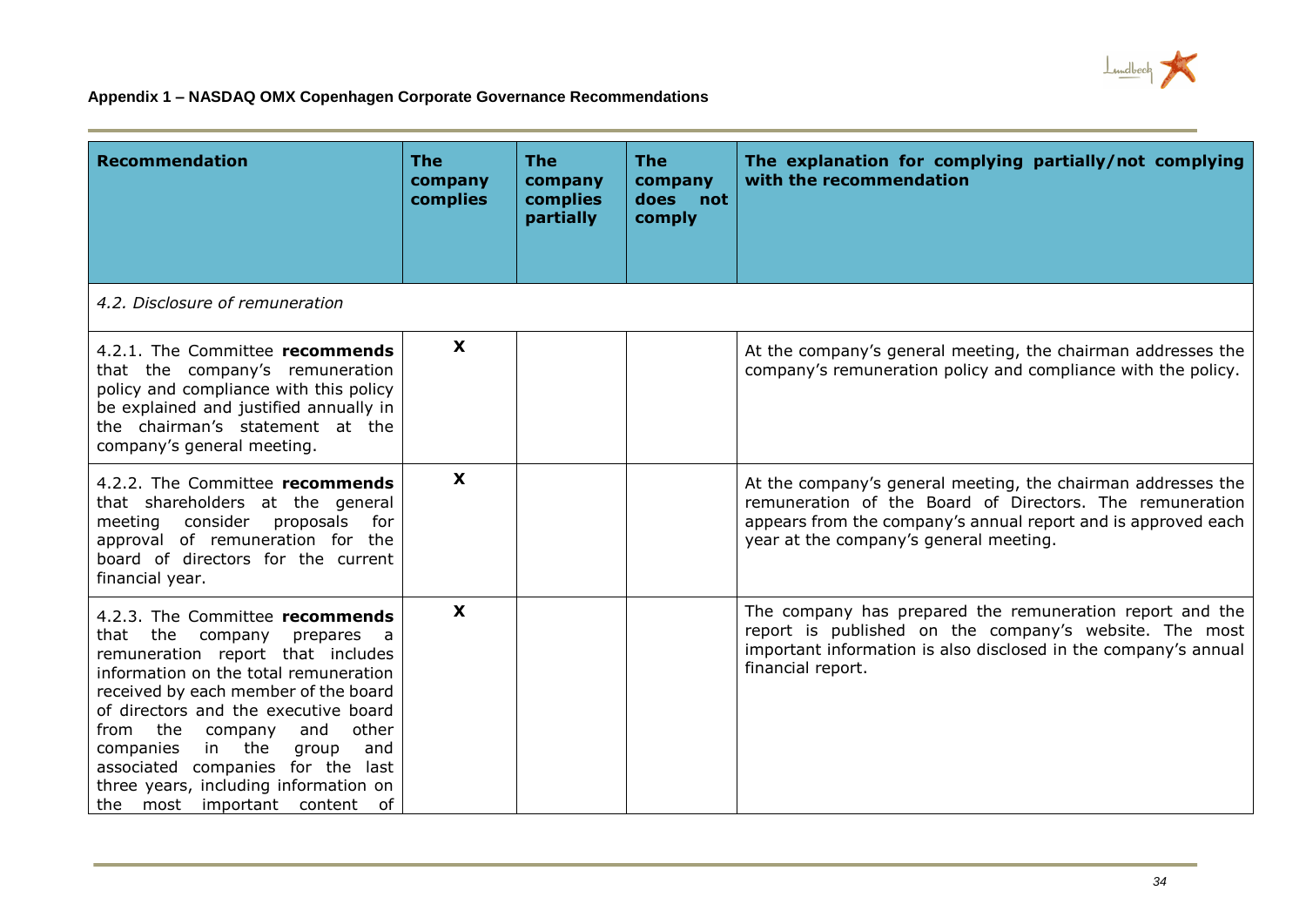### Appendix 1 – NASDAQ OMX Copenhagen Corporate Governance Recommendations

| Recommendation | The company complies | The company complies partially | The company does not comply | The explanation for complying partially/not complying with the recommendation |
|---|---|---|---|---|
| *4.2. Disclosure of remuneration* | | | | |
| 4.2.1. The Committee **recommends** that the company's remuneration policy and compliance with this policy be explained and justified annually in the chairman's statement at the company's general meeting. | X | | | At the company's general meeting, the chairman addresses the company's remuneration policy and compliance with the policy. |
| 4.2.2. The Committee **recommends** that shareholders at the general meeting consider proposals for approval of remuneration for the board of directors for the current financial year. | X | | | At the company's general meeting, the chairman addresses the remuneration of the Board of Directors. The remuneration appears from the company's annual report and is approved each year at the company's general meeting. |
| 4.2.3. The Committee **recommends** that the company prepares a remuneration report that includes information on the total remuneration received by each member of the board of directors and the executive board from the company and other companies in the group and associated companies for the last three years, including information on the most important content of | X | | | The company has prepared the remuneration report and the report is published on the company's website. The most important information is also disclosed in the company's annual financial report. |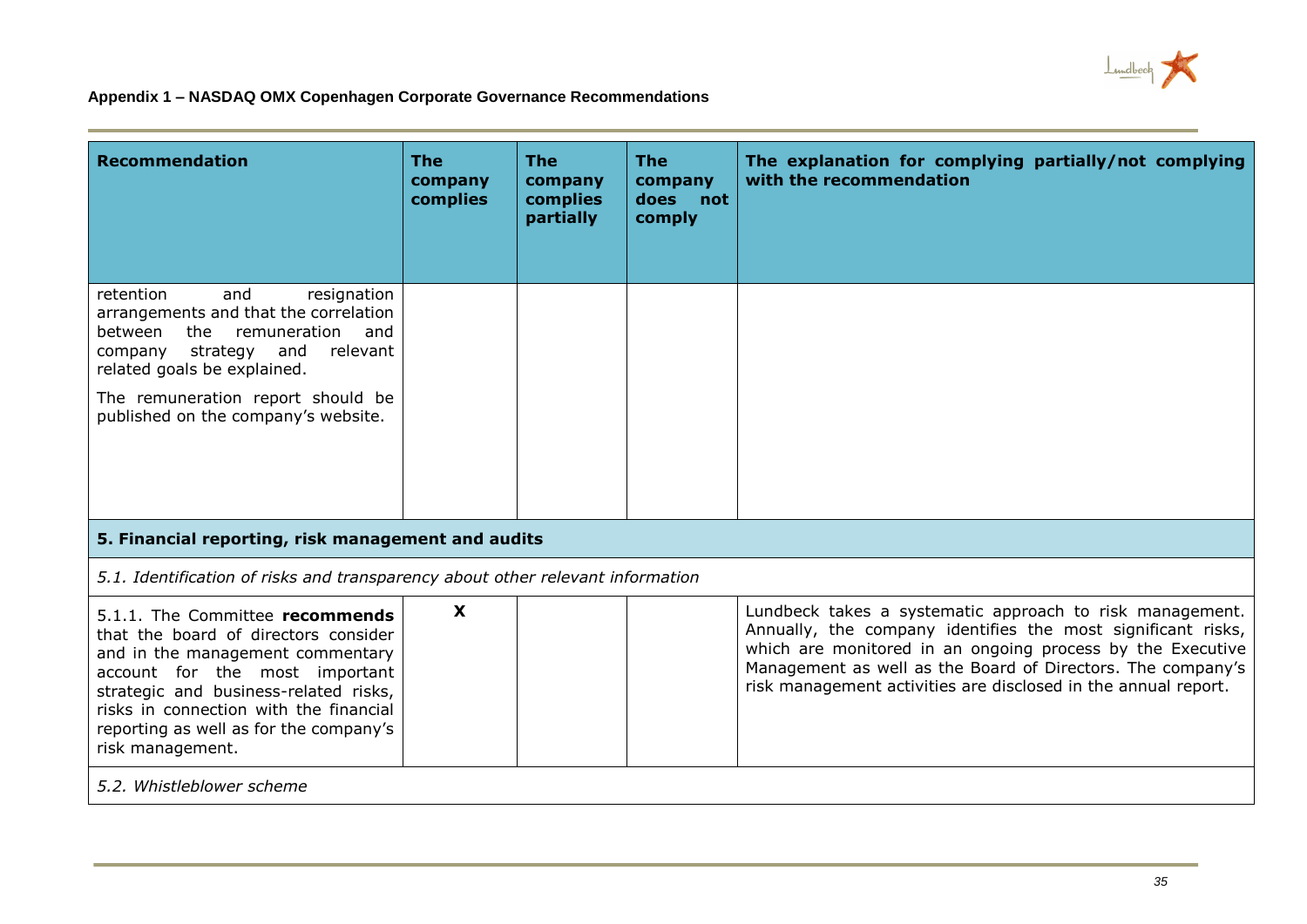## Appendix 1 – NASDAQ OMX Copenhagen Corporate Governance Recommendations

| Recommendation | The company complies | The company complies partially | The company does not comply | The explanation for complying partially/not complying with the recommendation |
|---|---|---|---|---|
| retention and resignation arrangements and that the correlation between the remuneration and company strategy and relevant related goals be explained. The remuneration report should be published on the company's website. | | | | |
| **5. Financial reporting, risk management and audits** | | | | |
| *5.1. Identification of risks and transparency about other relevant information* | | | | |
| 5.1.1. The Committee **recommends** that the board of directors consider and in the management commentary account for the most important strategic and business-related risks, risks in connection with the financial reporting as well as for the company's risk management. | X | | | Lundbeck takes a systematic approach to risk management. Annually, the company identifies the most significant risks, which are monitored in an ongoing process by the Executive Management as well as the Board of Directors. The company's risk management activities are disclosed in the annual report. |
| *5.2. Whistleblower scheme* | | | | |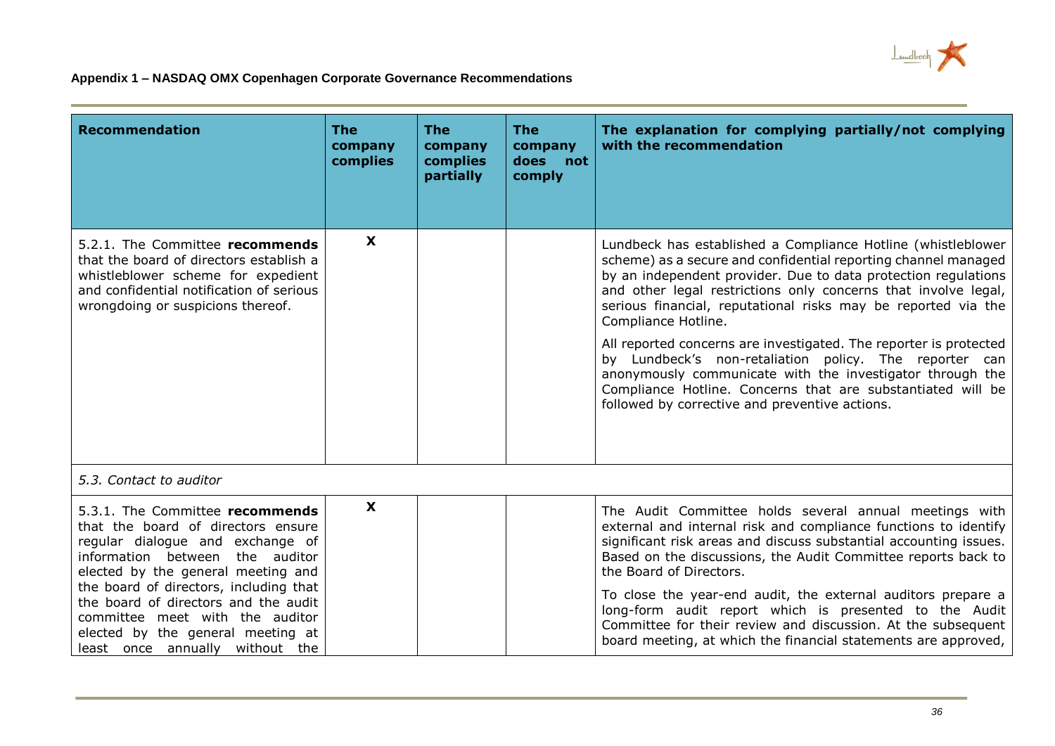**Appendix 1 – NASDAQ OMX Copenhagen Corporate Governance Recommendations**

| Recommendation | The company complies | The company complies partially | The company does not comply | The explanation for complying partially/not complying with the recommendation |
|---|---|---|---|---|
| 5.2.1. The Committee **recommends** that the board of directors establish a whistleblower scheme for expedient and confidential notification of serious wrongdoing or suspicions thereof. | X | | | Lundbeck has established a Compliance Hotline (whistleblower scheme) as a secure and confidential reporting channel managed by an independent provider. Due to data protection regulations and other legal restrictions only concerns that involve legal, serious financial, reputational risks may be reported via the Compliance Hotline.<br><br>All reported concerns are investigated. The reporter is protected by Lundbeck's non-retaliation policy. The reporter can anonymously communicate with the investigator through the Compliance Hotline. Concerns that are substantiated will be followed by corrective and preventive actions. |
| *5.3. Contact to auditor* | | | | |
| 5.3.1. The Committee **recommends** that the board of directors ensure regular dialogue and exchange of information between the auditor elected by the general meeting and the board of directors, including that the board of directors and the audit committee meet with the auditor elected by the general meeting at least once annually without the | X | | | The Audit Committee holds several annual meetings with external and internal risk and compliance functions to identify significant risk areas and discuss substantial accounting issues. Based on the discussions, the Audit Committee reports back to the Board of Directors.<br><br>To close the year-end audit, the external auditors prepare a long-form audit report which is presented to the Audit Committee for their review and discussion. At the subsequent board meeting, at which the financial statements are approved, |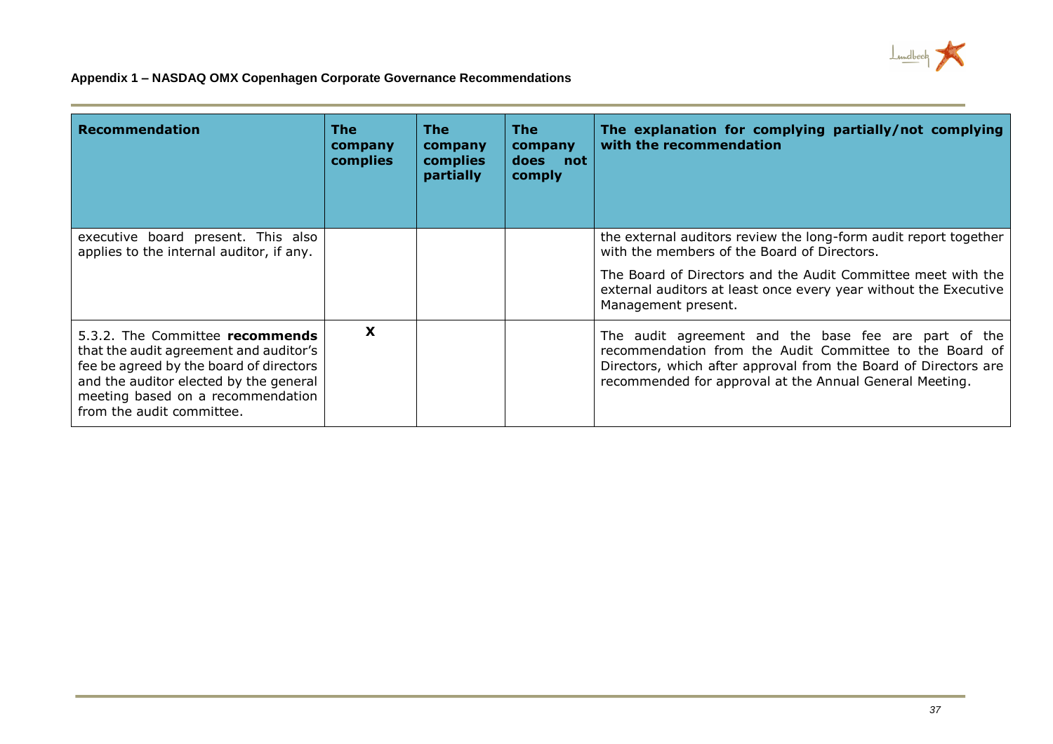**Appendix 1 – NASDAQ OMX Copenhagen Corporate Governance Recommendations**

| Recommendation | The company complies | The company complies partially | The company does not comply | The explanation for complying partially/not complying with the recommendation |
|---|---|---|---|---|
| executive board present. This also applies to the internal auditor, if any. | | | | the external auditors review the long-form audit report together with the members of the Board of Directors.<br><br>The Board of Directors and the Audit Committee meet with the external auditors at least once every year without the Executive Management present. |
| 5.3.2. The Committee **recommends** that the audit agreement and auditor's fee be agreed by the board of directors and the auditor elected by the general meeting based on a recommendation from the audit committee. | X | | | The audit agreement and the base fee are part of the recommendation from the Audit Committee to the Board of Directors, which after approval from the Board of Directors are recommended for approval at the Annual General Meeting. |